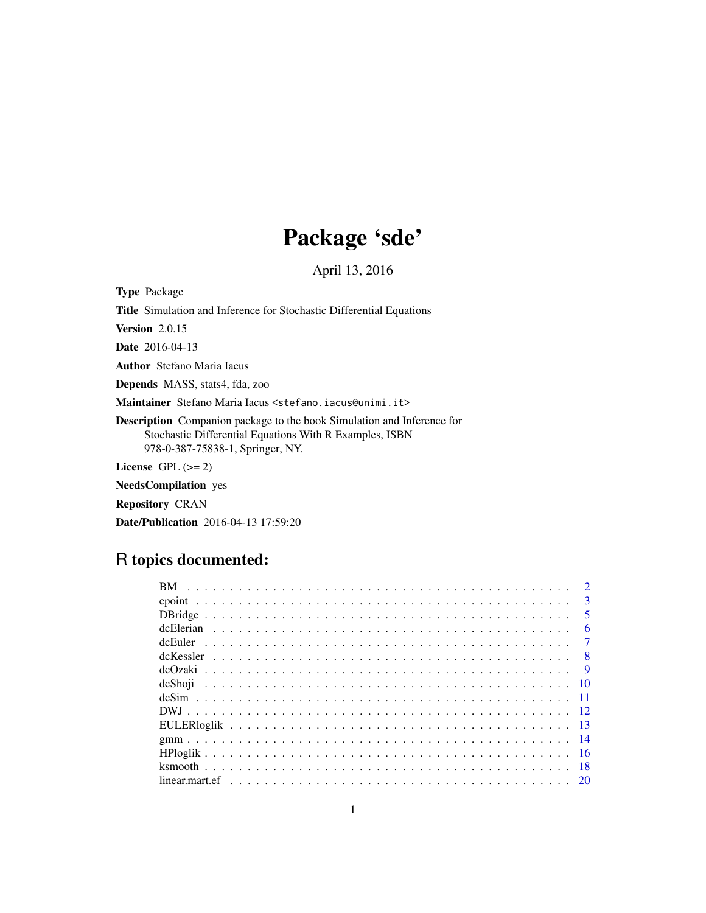# Package 'sde'

April 13, 2016

**Type** Package

**Title** Simulation and Inference for Stochastic Differential Equations

**Version** 2.0.15

**Date** 2016-04-13

**Author** Stefano Maria Iacus

**Depends** MASS, stats4, fda, zoo

**Maintainer** Stefano Maria Iacus <stefano.iacus@unimi.it>

**Description** Companion package to the book Simulation and Inference for Stochastic Differential Equations With R Examples, ISBN 978-0-387-75838-1, Springer, NY.

**License** GPL (>= 2)

**NeedsCompilation** yes

**Repository** CRAN

**Date/Publication** 2016-04-13 17:59:20

## R topics documented:

- BM . . . . . . . . . . . . . . . . . . . . . . . . . . . . . . . . . . . . . . . . . . . . . 2
- cpoint . . . . . . . . . . . . . . . . . . . . . . . . . . . . . . . . . . . . . . . . . . . . 3
- DBridge . . . . . . . . . . . . . . . . . . . . . . . . . . . . . . . . . . . . . . . . . . . 5
- dcElerian . . . . . . . . . . . . . . . . . . . . . . . . . . . . . . . . . . . . . . . . . . 6
- dcEuler . . . . . . . . . . . . . . . . . . . . . . . . . . . . . . . . . . . . . . . . . . . 7
- dcKessler . . . . . . . . . . . . . . . . . . . . . . . . . . . . . . . . . . . . . . . . . . 8
- dcOzaki . . . . . . . . . . . . . . . . . . . . . . . . . . . . . . . . . . . . . . . . . . . 9
- dcShoji . . . . . . . . . . . . . . . . . . . . . . . . . . . . . . . . . . . . . . . . . . . 10
- dcSim . . . . . . . . . . . . . . . . . . . . . . . . . . . . . . . . . . . . . . . . . . . . 11
- DWJ . . . . . . . . . . . . . . . . . . . . . . . . . . . . . . . . . . . . . . . . . . . . . 12
- EULERloglik . . . . . . . . . . . . . . . . . . . . . . . . . . . . . . . . . . . . . . . . 13
- gmm . . . . . . . . . . . . . . . . . . . . . . . . . . . . . . . . . . . . . . . . . . . . . 14
- HPloglik . . . . . . . . . . . . . . . . . . . . . . . . . . . . . . . . . . . . . . . . . . . 16
- ksmooth . . . . . . . . . . . . . . . . . . . . . . . . . . . . . . . . . . . . . . . . . . . 18
- linear.mart.ef . . . . . . . . . . . . . . . . . . . . . . . . . . . . . . . . . . . . . . . 20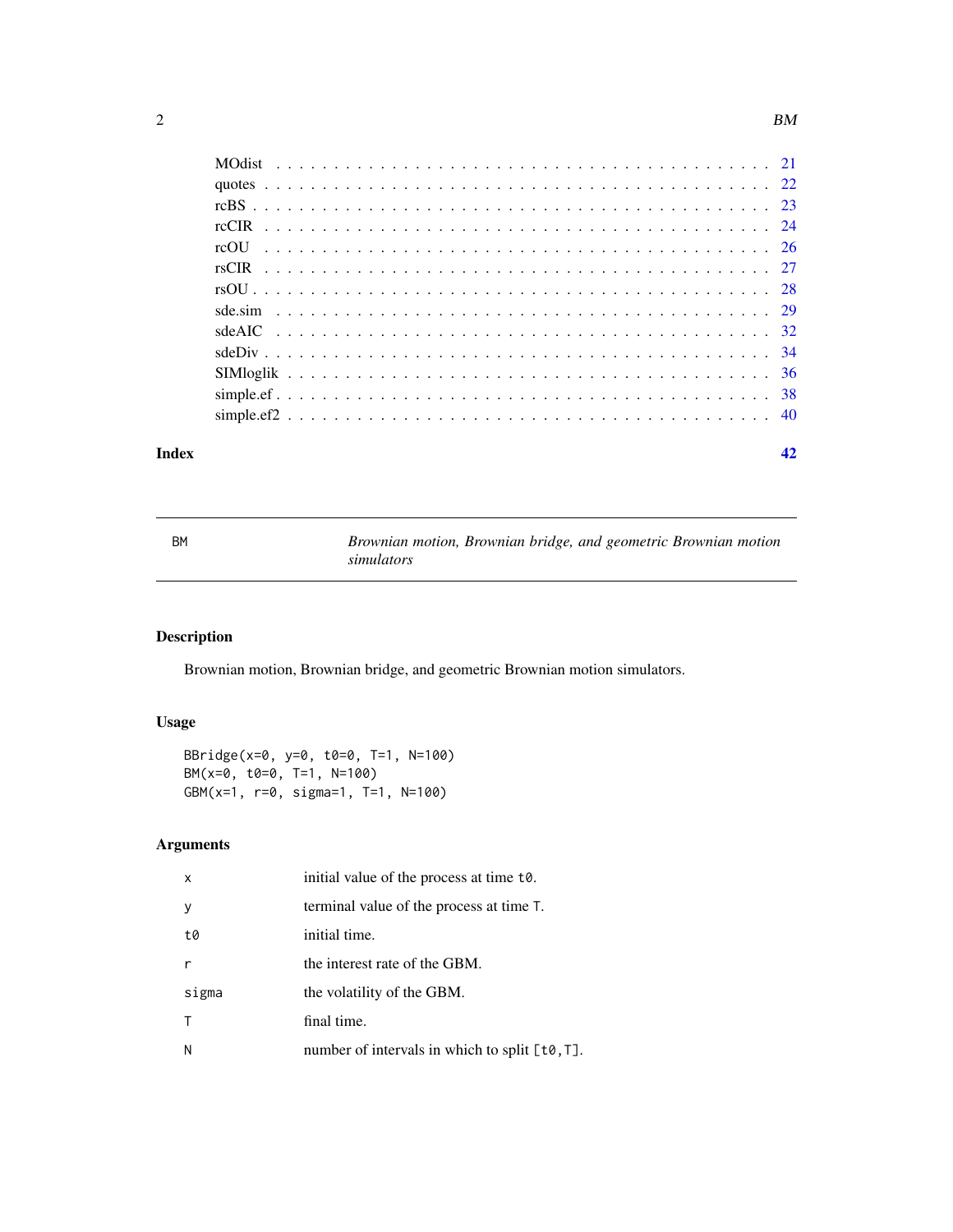| | |
|---|---|
| MOdist | 21 |
| quotes | 22 |
| rcBS | 23 |
| rcCIR | 24 |
| rcOU | 26 |
| rsCIR | 27 |
| rsOU | 28 |
| sde.sim | 29 |
| sdeAIC | 32 |
| sdeDiv | 34 |
| SIMloglik | 36 |
| simple.ef | 38 |
| simple.ef2 | 40 |

**Index** **42**

---

BM — *Brownian motion, Brownian bridge, and geometric Brownian motion simulators*

---

## Description

Brownian motion, Brownian bridge, and geometric Brownian motion simulators.

## Usage

```
BBridge(x=0, y=0, t0=0, T=1, N=100)
BM(x=0, t0=0, T=1, N=100)
GBM(x=1, r=0, sigma=1, T=1, N=100)
```

## Arguments

| | |
|---|---|
| `x` | initial value of the process at time `t0`. |
| `y` | terminal value of the process at time `T`. |
| `t0` | initial time. |
| `r` | the interest rate of the GBM. |
| `sigma` | the volatility of the GBM. |
| `T` | final time. |
| `N` | number of intervals in which to split `[t0,T]`. |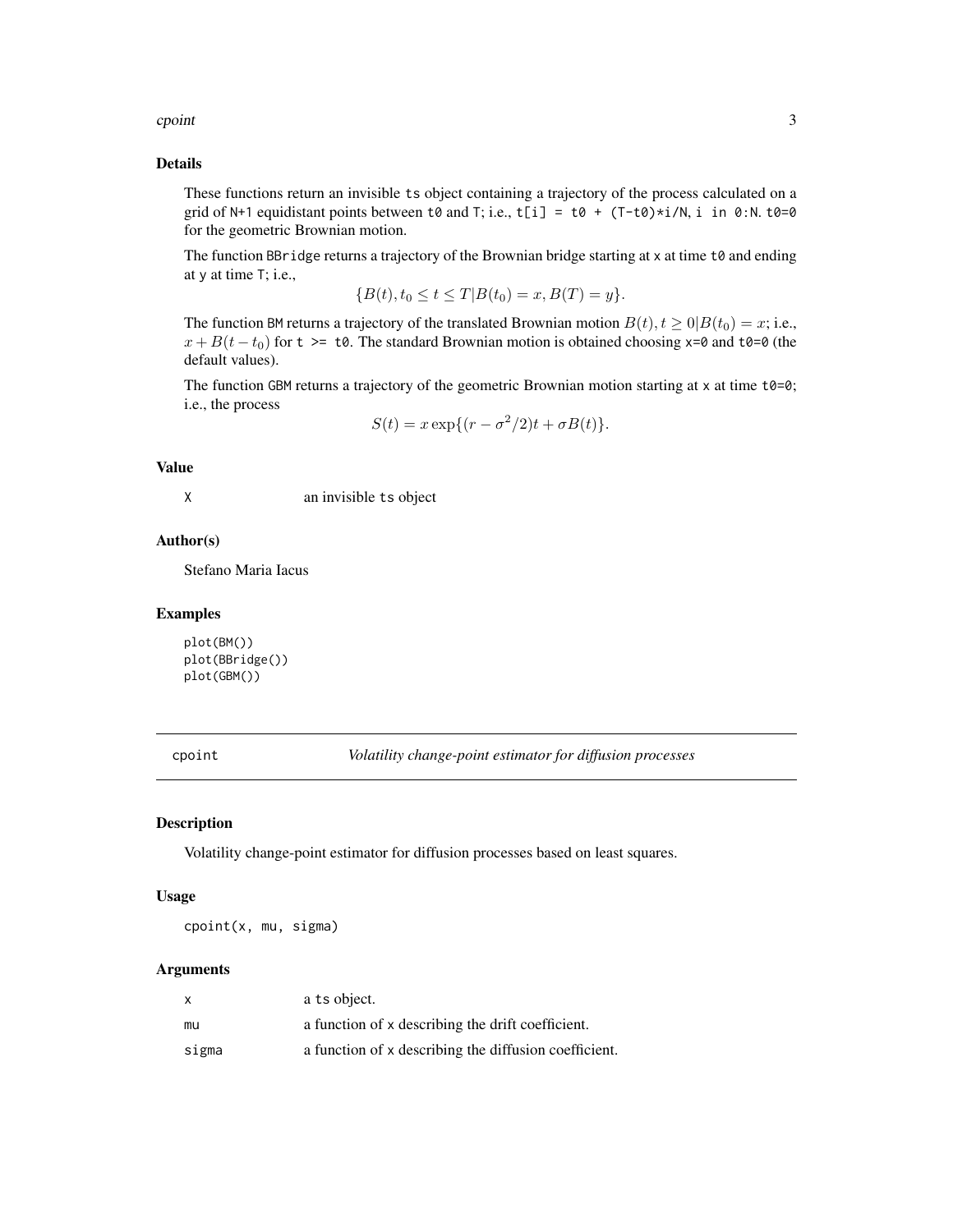## Details

These functions return an invisible `ts` object containing a trajectory of the process calculated on a grid of `N+1` equidistant points between `t0` and `T`; i.e., `t[i] = t0 + (T-t0)*i/N, i in 0:N`. `t0=0` for the geometric Brownian motion.

The function `BBridge` returns a trajectory of the Brownian bridge starting at `x` at time `t0` and ending at `y` at time `T`; i.e.,

$$\{B(t), t_0 \leq t \leq T | B(t_0) = x, B(T) = y\}.$$

The function `BM` returns a trajectory of the translated Brownian motion $B(t), t \geq 0 | B(t_0) = x$; i.e., $x + B(t - t_0)$ for `t >= t0`. The standard Brownian motion is obtained choosing `x=0` and `t0=0` (the default values).

The function `GBM` returns a trajectory of the geometric Brownian motion starting at `x` at time `t0=0`; i.e., the process

$$S(t) = x \exp\{(r - \sigma^2/2)t + \sigma B(t)\}.$$

## Value

| | |
|---|---|
| X | an invisible `ts` object |

## Author(s)

Stefano Maria Iacus

## Examples

```
plot(BM())
plot(BBridge())
plot(GBM())
```

---

# cpoint — *Volatility change-point estimator for diffusion processes*

## Description

Volatility change-point estimator for diffusion processes based on least squares.

## Usage

```
cpoint(x, mu, sigma)
```

## Arguments

| | |
|---|---|
| x | a `ts` object. |
| mu | a function of `x` describing the drift coefficient. |
| sigma | a function of `x` describing the diffusion coefficient. |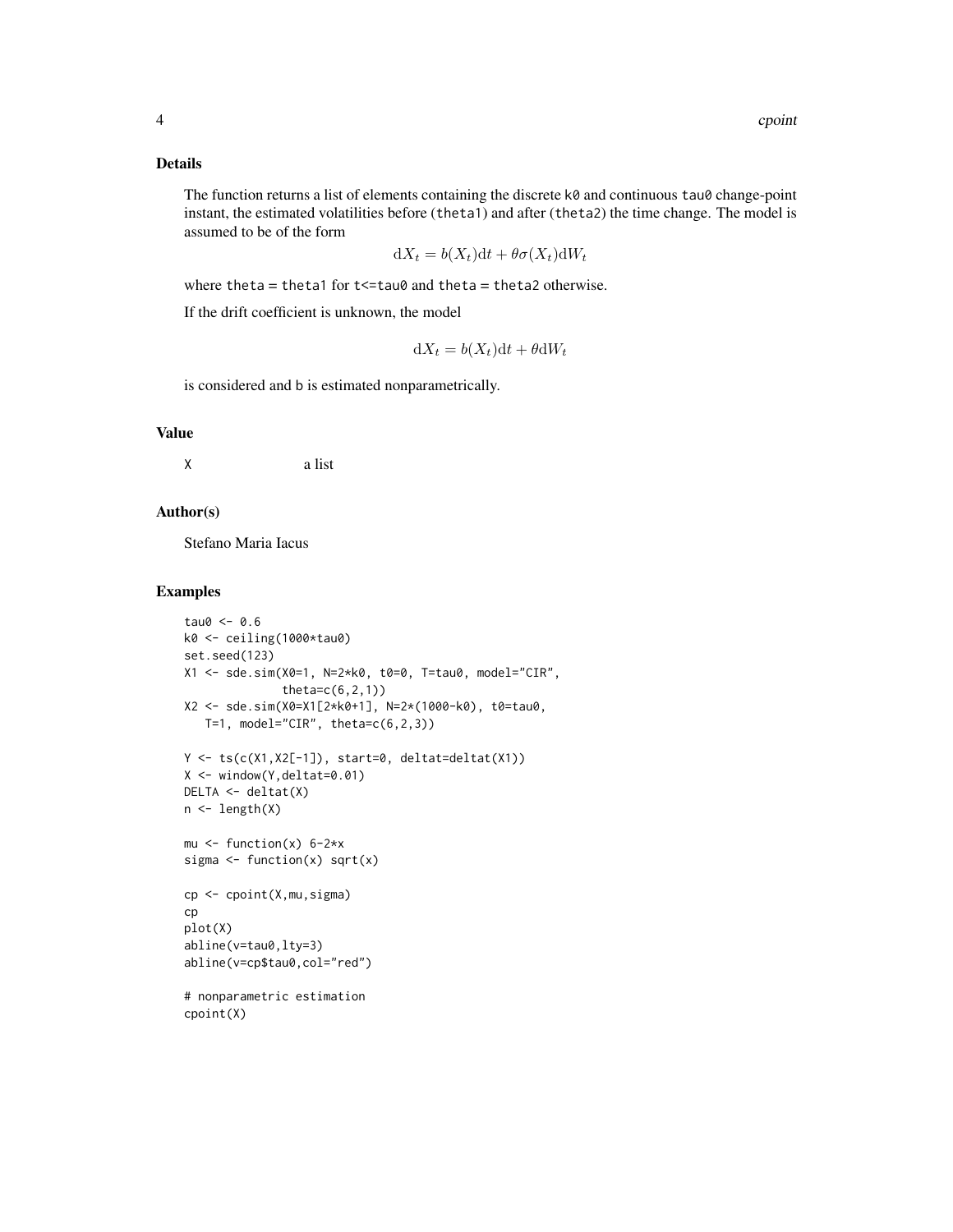## Details

The function returns a list of elements containing the discrete `k0` and continuous `tau0` change-point instant, the estimated volatilities before (`theta1`) and after (`theta2`) the time change. The model is assumed to be of the form

$$\mathrm{d}X_t = b(X_t)\mathrm{d}t + \theta\sigma(X_t)\mathrm{d}W_t$$

where `theta = theta1` for `t<=tau0` and `theta = theta2` otherwise.

If the drift coefficient is unknown, the model

$$\mathrm{d}X_t = b(X_t)\mathrm{d}t + \theta\mathrm{d}W_t$$

is considered and `b` is estimated nonparametrically.

## Value

`X` a list

## Author(s)

Stefano Maria Iacus

## Examples

```
tau0 <- 0.6
k0 <- ceiling(1000*tau0)
set.seed(123)
X1 <- sde.sim(X0=1, N=2*k0, t0=0, T=tau0, model="CIR",
              theta=c(6,2,1))
X2 <- sde.sim(X0=X1[2*k0+1], N=2*(1000-k0), t0=tau0,
   T=1, model="CIR", theta=c(6,2,3))

Y <- ts(c(X1,X2[-1]), start=0, deltat=deltat(X1))
X <- window(Y,deltat=0.01)
DELTA <- deltat(X)
n <- length(X)

mu <- function(x) 6-2*x
sigma <- function(x) sqrt(x)

cp <- cpoint(X,mu,sigma)
cp
plot(X)
abline(v=tau0,lty=3)
abline(v=cp$tau0,col="red")

# nonparametric estimation
cpoint(X)
```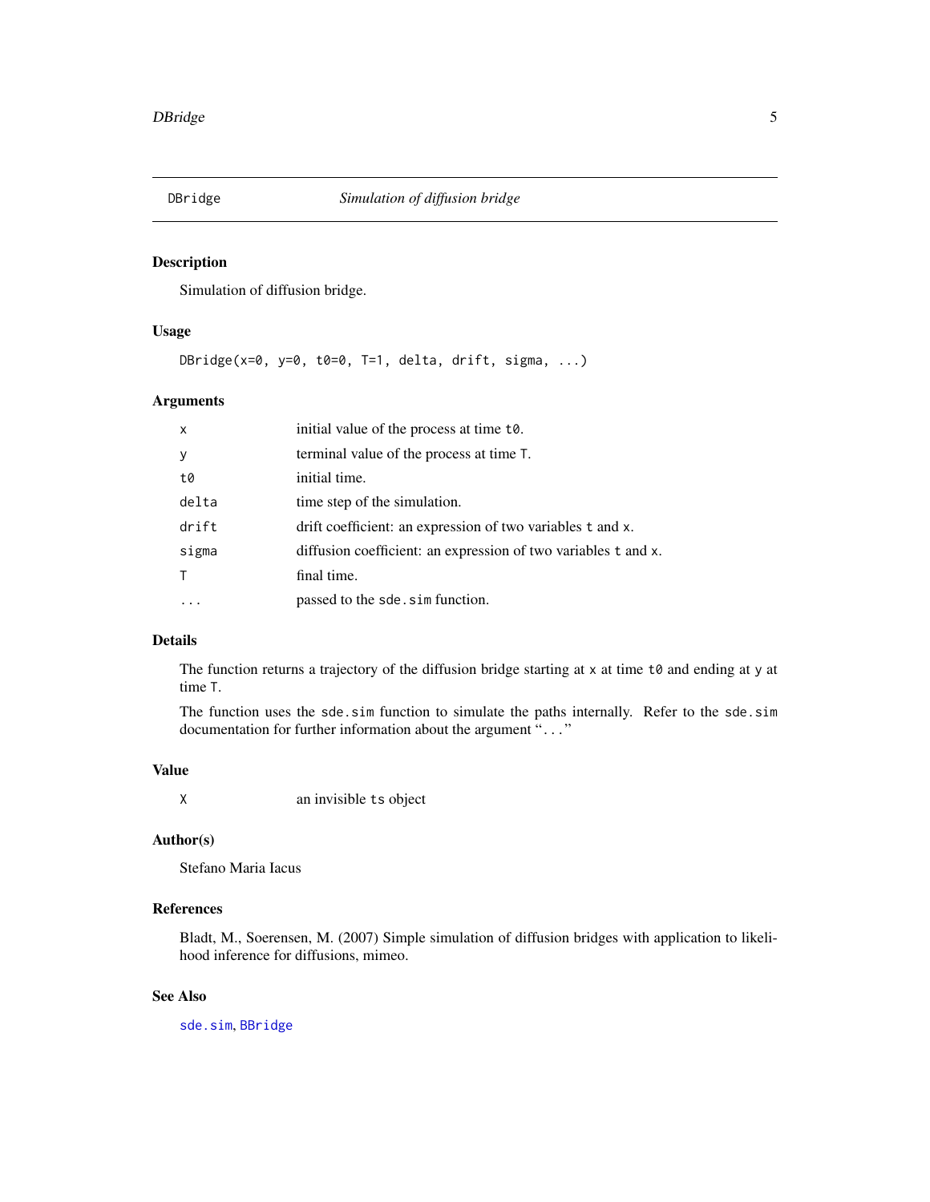# DBridge — *Simulation of diffusion bridge*

## Description

Simulation of diffusion bridge.

## Usage

```
DBridge(x=0, y=0, t0=0, T=1, delta, drift, sigma, ...)
```

## Arguments

| | |
|---|---|
| `x` | initial value of the process at time `t0`. |
| `y` | terminal value of the process at time `T`. |
| `t0` | initial time. |
| `delta` | time step of the simulation. |
| `drift` | drift coefficient: an expression of two variables `t` and `x`. |
| `sigma` | diffusion coefficient: an expression of two variables `t` and `x`. |
| `T` | final time. |
| `...` | passed to the `sde.sim` function. |

## Details

The function returns a trajectory of the diffusion bridge starting at `x` at time `t0` and ending at `y` at time `T`.

The function uses the `sde.sim` function to simulate the paths internally. Refer to the `sde.sim` documentation for further information about the argument "`...`"

## Value

| | |
|---|---|
| `X` | an invisible `ts` object |

## Author(s)

Stefano Maria Iacus

## References

Bladt, M., Soerensen, M. (2007) Simple simulation of diffusion bridges with application to likelihood inference for diffusions, mimeo.

## See Also

`sde.sim`, `BBridge`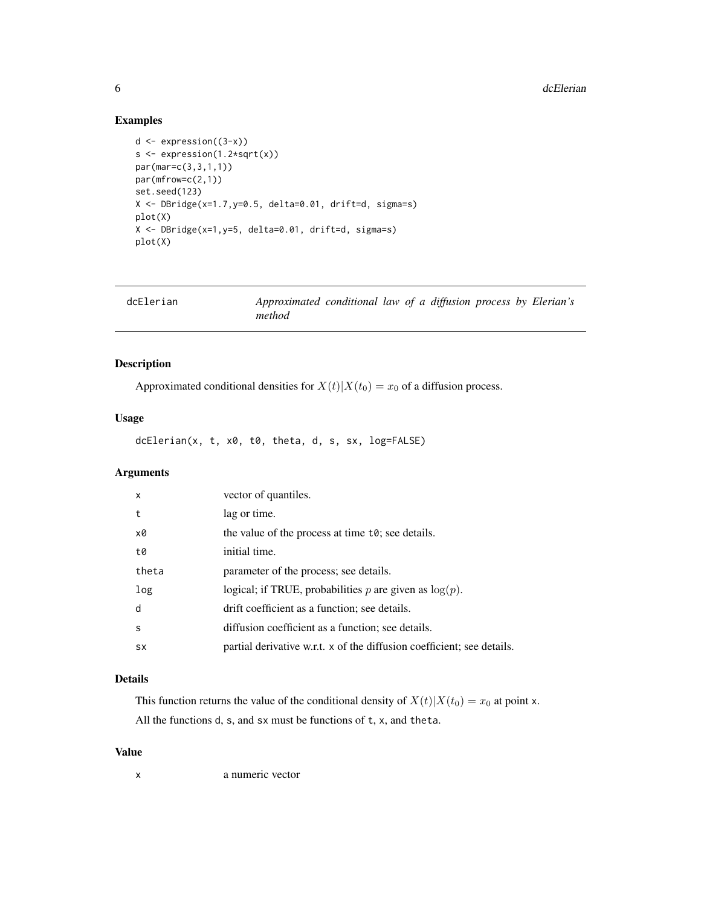## Examples

```
d <- expression((3-x))
s <- expression(1.2*sqrt(x))
par(mar=c(3,3,1,1))
par(mfrow=c(2,1))
set.seed(123)
X <- DBridge(x=1.7,y=0.5, delta=0.01, drift=d, sigma=s)
plot(X)
X <- DBridge(x=1,y=5, delta=0.01, drift=d, sigma=s)
plot(X)
```

---

# dcElerian — *Approximated conditional law of a diffusion process by Elerian's method*

---

## Description

Approximated conditional densities for $X(t)|X(t_0) = x_0$ of a diffusion process.

## Usage

```
dcElerian(x, t, x0, t0, theta, d, s, sx, log=FALSE)
```

## Arguments

| | |
|---|---|
| x | vector of quantiles. |
| t | lag or time. |
| x0 | the value of the process at time t0; see details. |
| t0 | initial time. |
| theta | parameter of the process; see details. |
| log | logical; if TRUE, probabilities $p$ are given as $\log(p)$. |
| d | drift coefficient as a function; see details. |
| s | diffusion coefficient as a function; see details. |
| sx | partial derivative w.r.t. x of the diffusion coefficient; see details. |

## Details

This function returns the value of the conditional density of $X(t)|X(t_0) = x_0$ at point x.

All the functions d, s, and sx must be functions of t, x, and theta.

## Value

| | |
|---|---|
| x | a numeric vector |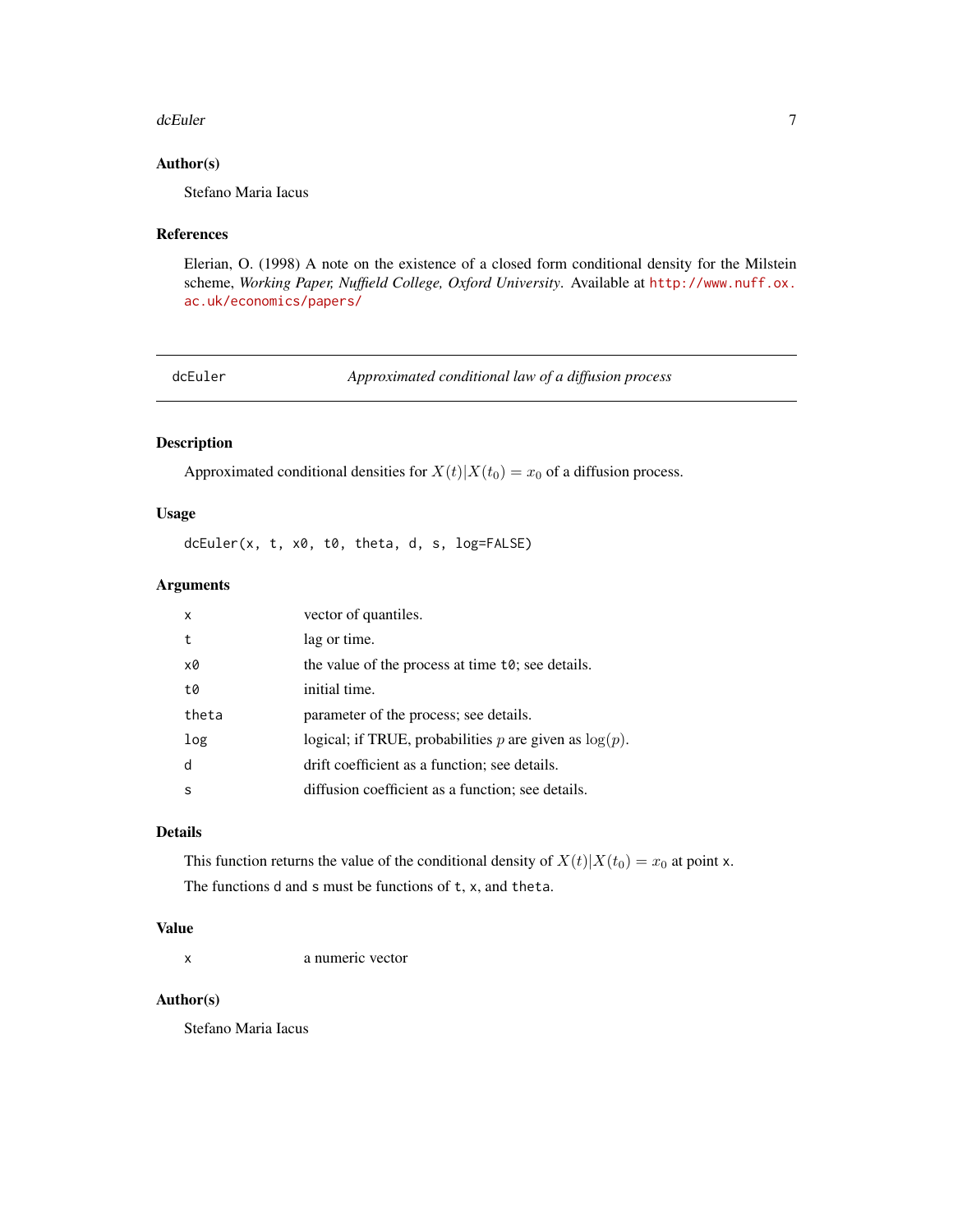## Author(s)

Stefano Maria Iacus

## References

Elerian, O. (1998) A note on the existence of a closed form conditional density for the Milstein scheme, *Working Paper, Nuffield College, Oxford University*. Available at http://www.nuff.ox.ac.uk/economics/papers/

---

# dcEuler — *Approximated conditional law of a diffusion process*

---

## Description

Approximated conditional densities for $X(t)|X(t_0) = x_0$ of a diffusion process.

## Usage

```
dcEuler(x, t, x0, t0, theta, d, s, log=FALSE)
```

## Arguments

| | |
|---|---|
| `x` | vector of quantiles. |
| `t` | lag or time. |
| `x0` | the value of the process at time `t0`; see details. |
| `t0` | initial time. |
| `theta` | parameter of the process; see details. |
| `log` | logical; if TRUE, probabilities $p$ are given as $\log(p)$. |
| `d` | drift coefficient as a function; see details. |
| `s` | diffusion coefficient as a function; see details. |

## Details

This function returns the value of the conditional density of $X(t)|X(t_0) = x_0$ at point `x`.

The functions `d` and `s` must be functions of `t`, `x`, and `theta`.

## Value

| | |
|---|---|
| `x` | a numeric vector |

## Author(s)

Stefano Maria Iacus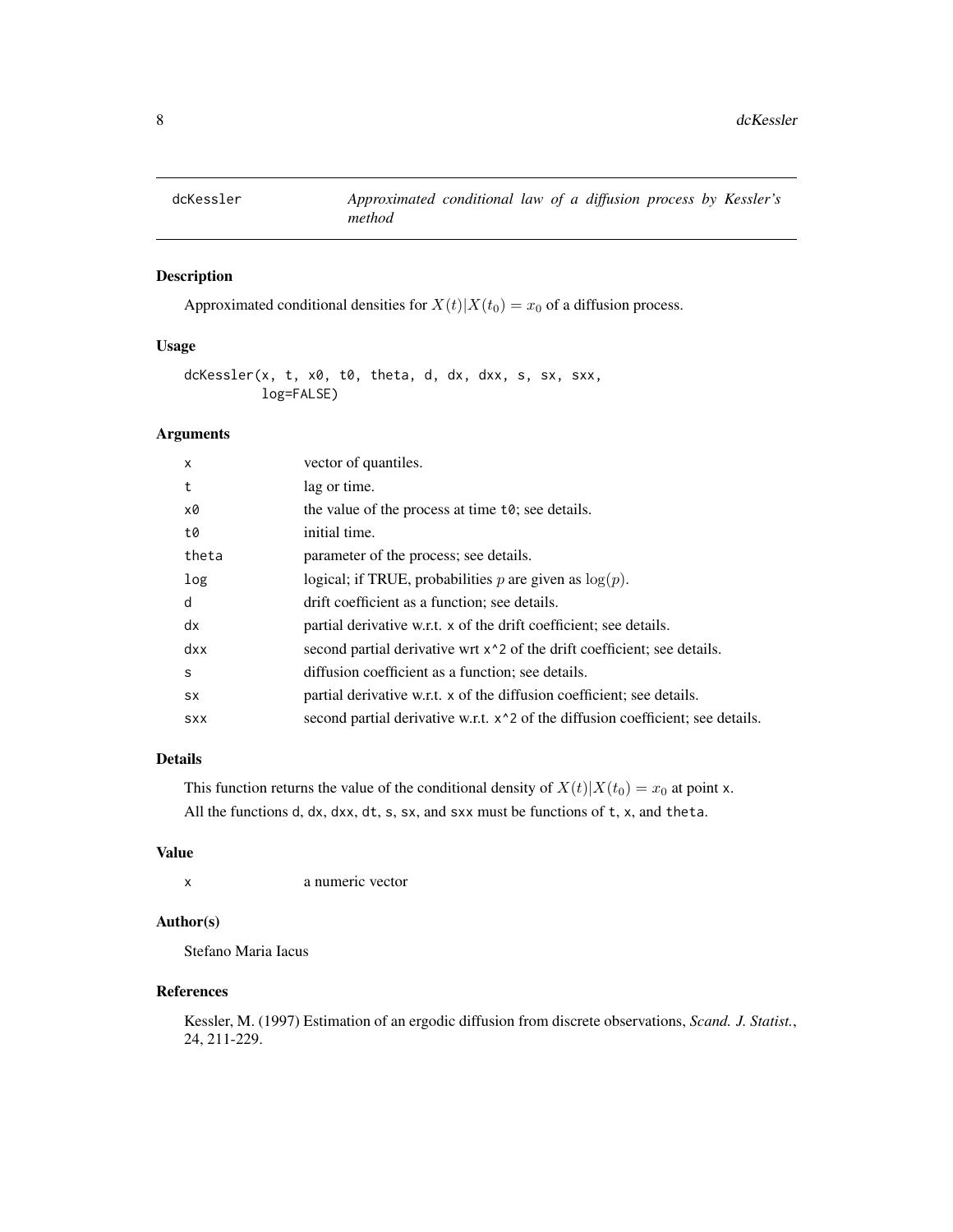dcKessler    *Approximated conditional law of a diffusion process by Kessler's method*

## Description

Approximated conditional densities for $X(t)|X(t_0) = x_0$ of a diffusion process.

## Usage

```
dcKessler(x, t, x0, t0, theta, d, dx, dxx, s, sx, sxx,
         log=FALSE)
```

## Arguments

| | |
|---|---|
| x | vector of quantiles. |
| t | lag or time. |
| x0 | the value of the process at time t0; see details. |
| t0 | initial time. |
| theta | parameter of the process; see details. |
| log | logical; if TRUE, probabilities $p$ are given as $\log(p)$. |
| d | drift coefficient as a function; see details. |
| dx | partial derivative w.r.t. x of the drift coefficient; see details. |
| dxx | second partial derivative wrt x^2 of the drift coefficient; see details. |
| s | diffusion coefficient as a function; see details. |
| sx | partial derivative w.r.t. x of the diffusion coefficient; see details. |
| sxx | second partial derivative w.r.t. x^2 of the diffusion coefficient; see details. |

## Details

This function returns the value of the conditional density of $X(t)|X(t_0) = x_0$ at point x.

All the functions d, dx, dxx, dt, s, sx, and sxx must be functions of t, x, and theta.

## Value

| | |
|---|---|
| x | a numeric vector |

## Author(s)

Stefano Maria Iacus

## References

Kessler, M. (1997) Estimation of an ergodic diffusion from discrete observations, *Scand. J. Statist.*, 24, 211-229.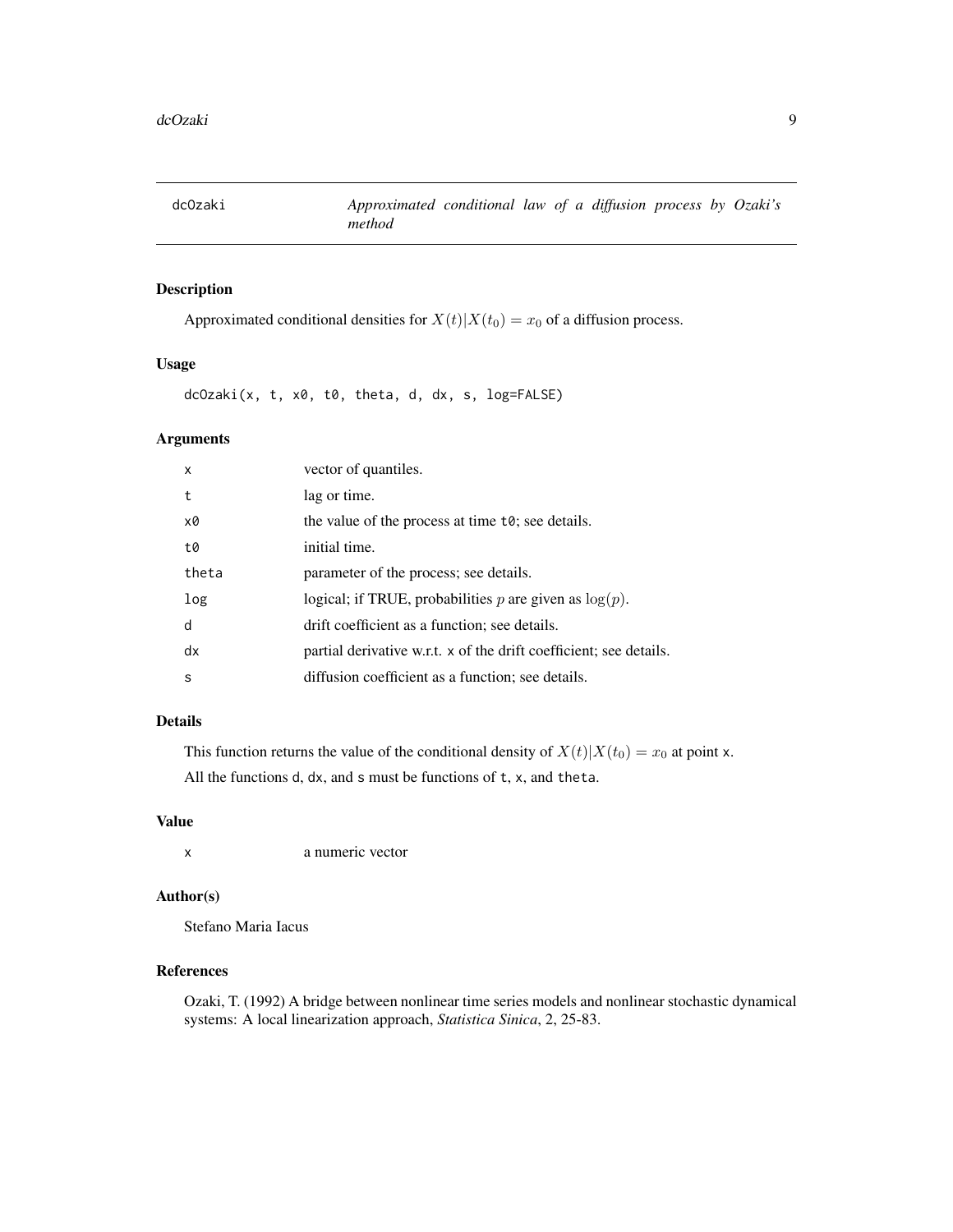# dcOzaki

*Approximated conditional law of a diffusion process by Ozaki's method*

## Description

Approximated conditional densities for $X(t)|X(t_0) = x_0$ of a diffusion process.

## Usage

```
dcOzaki(x, t, x0, t0, theta, d, dx, s, log=FALSE)
```

## Arguments

| | |
|---|---|
| x | vector of quantiles. |
| t | lag or time. |
| x0 | the value of the process at time t0; see details. |
| t0 | initial time. |
| theta | parameter of the process; see details. |
| log | logical; if TRUE, probabilities $p$ are given as $\log(p)$. |
| d | drift coefficient as a function; see details. |
| dx | partial derivative w.r.t. x of the drift coefficient; see details. |
| s | diffusion coefficient as a function; see details. |

## Details

This function returns the value of the conditional density of $X(t)|X(t_0) = x_0$ at point x.

All the functions d, dx, and s must be functions of t, x, and theta.

## Value

| | |
|---|---|
| x | a numeric vector |

## Author(s)

Stefano Maria Iacus

## References

Ozaki, T. (1992) A bridge between nonlinear time series models and nonlinear stochastic dynamical systems: A local linearization approach, *Statistica Sinica*, 2, 25-83.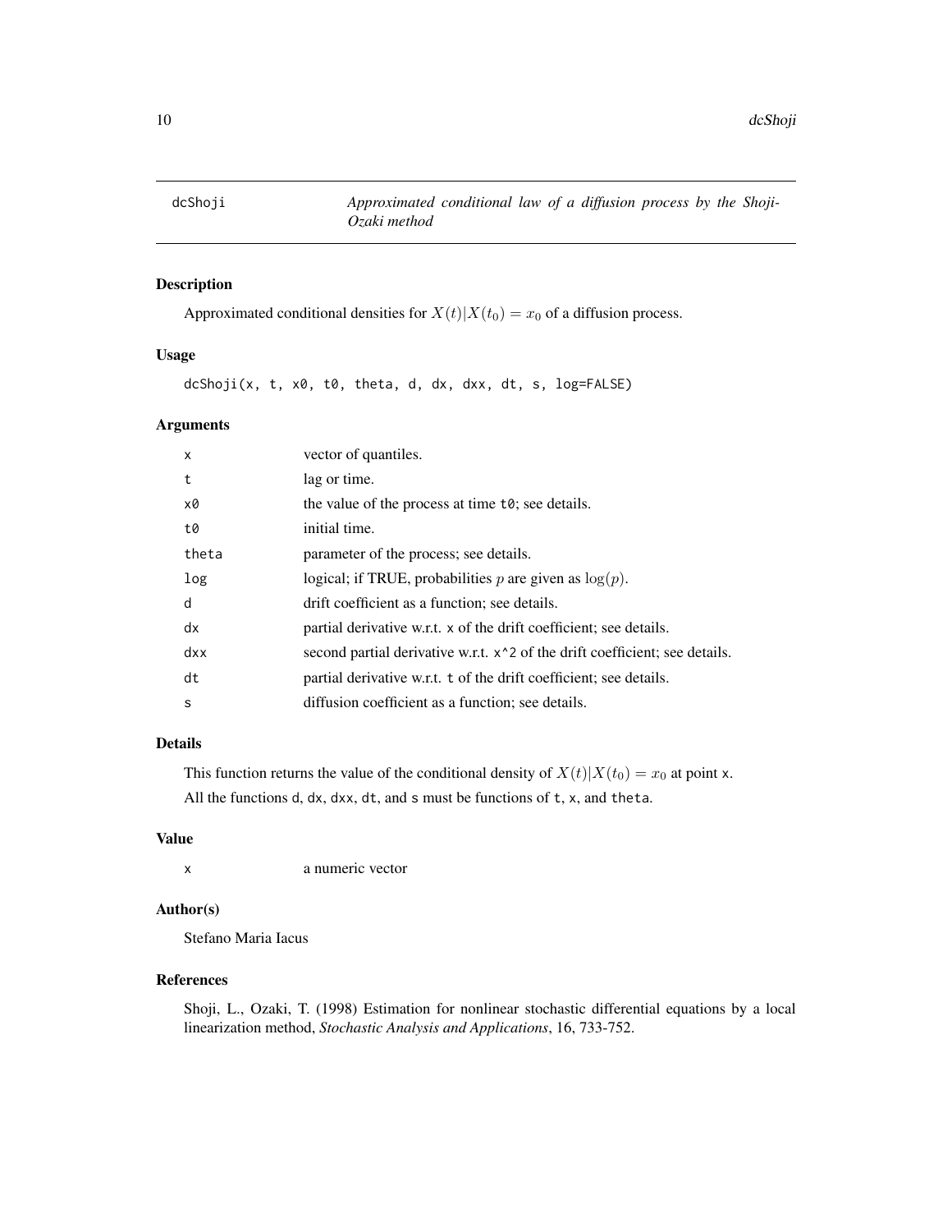# dcShoji

*Approximated conditional law of a diffusion process by the Shoji-Ozaki method*

## Description

Approximated conditional densities for $X(t)|X(t_0) = x_0$ of a diffusion process.

## Usage

```
dcShoji(x, t, x0, t0, theta, d, dx, dxx, dt, s, log=FALSE)
```

## Arguments

| | |
|---|---|
| x | vector of quantiles. |
| t | lag or time. |
| x0 | the value of the process at time t0; see details. |
| t0 | initial time. |
| theta | parameter of the process; see details. |
| log | logical; if TRUE, probabilities $p$ are given as $\log(p)$. |
| d | drift coefficient as a function; see details. |
| dx | partial derivative w.r.t. x of the drift coefficient; see details. |
| dxx | second partial derivative w.r.t. x^2 of the drift coefficient; see details. |
| dt | partial derivative w.r.t. t of the drift coefficient; see details. |
| s | diffusion coefficient as a function; see details. |

## Details

This function returns the value of the conditional density of $X(t)|X(t_0) = x_0$ at point x.

All the functions d, dx, dxx, dt, and s must be functions of t, x, and theta.

## Value

| | |
|---|---|
| x | a numeric vector |

## Author(s)

Stefano Maria Iacus

## References

Shoji, L., Ozaki, T. (1998) Estimation for nonlinear stochastic differential equations by a local linearization method, *Stochastic Analysis and Applications*, 16, 733-752.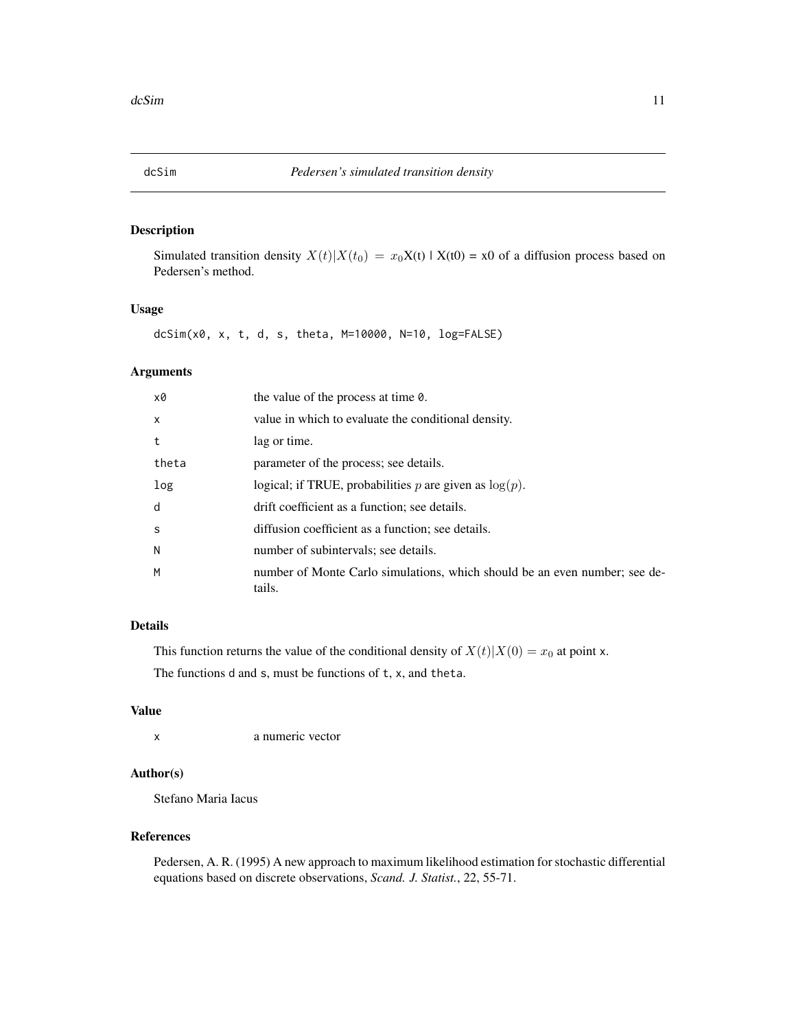dcSim *Pedersen's simulated transition density*

## Description

Simulated transition density $X(t)|X(t_0) = x_0$X(t) | X(t0) = x0 of a diffusion process based on Pedersen's method.

## Usage

```
dcSim(x0, x, t, d, s, theta, M=10000, N=10, log=FALSE)
```

## Arguments

| | |
|---|---|
| x0 | the value of the process at time 0. |
| x | value in which to evaluate the conditional density. |
| t | lag or time. |
| theta | parameter of the process; see details. |
| log | logical; if TRUE, probabilities $p$ are given as $\log(p)$. |
| d | drift coefficient as a function; see details. |
| s | diffusion coefficient as a function; see details. |
| N | number of subintervals; see details. |
| M | number of Monte Carlo simulations, which should be an even number; see details. |

## Details

This function returns the value of the conditional density of $X(t)|X(0) = x_0$ at point x.

The functions d and s, must be functions of t, x, and theta.

## Value

| | |
|---|---|
| x | a numeric vector |

## Author(s)

Stefano Maria Iacus

## References

Pedersen, A. R. (1995) A new approach to maximum likelihood estimation for stochastic differential equations based on discrete observations, *Scand. J. Statist.*, 22, 55-71.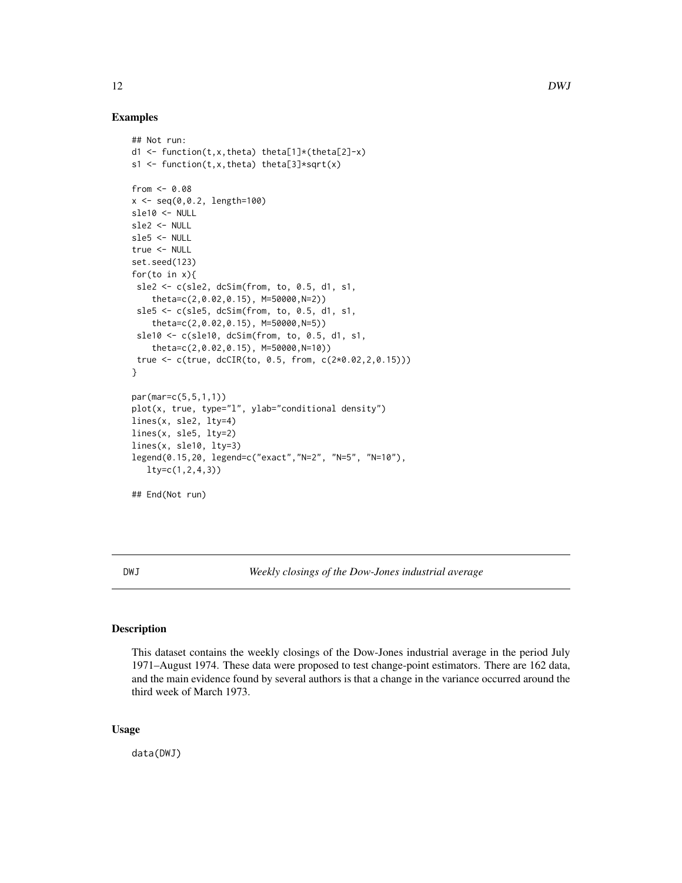## Examples

```
## Not run:
d1 <- function(t,x,theta) theta[1]*(theta[2]-x)
s1 <- function(t,x,theta) theta[3]*sqrt(x)

from <- 0.08
x <- seq(0,0.2, length=100)
sle10 <- NULL
sle2 <- NULL
sle5 <- NULL
true <- NULL
set.seed(123)
for(to in x){
 sle2 <- c(sle2, dcSim(from, to, 0.5, d1, s1,
    theta=c(2,0.02,0.15), M=50000,N=2))
 sle5 <- c(sle5, dcSim(from, to, 0.5, d1, s1,
    theta=c(2,0.02,0.15), M=50000,N=5))
 sle10 <- c(sle10, dcSim(from, to, 0.5, d1, s1,
    theta=c(2,0.02,0.15), M=50000,N=10))
 true <- c(true, dcCIR(to, 0.5, from, c(2*0.02,2,0.15)))
}

par(mar=c(5,5,1,1))
plot(x, true, type="l", ylab="conditional density")
lines(x, sle2, lty=4)
lines(x, sle5, lty=2)
lines(x, sle10, lty=3)
legend(0.15,20, legend=c("exact","N=2", "N=5", "N=10"),
   lty=c(1,2,4,3))

## End(Not run)
```

---

DWJ *Weekly closings of the Dow-Jones industrial average*

---

## Description

This dataset contains the weekly closings of the Dow-Jones industrial average in the period July 1971–August 1974. These data were proposed to test change-point estimators. There are 162 data, and the main evidence found by several authors is that a change in the variance occurred around the third week of March 1973.

## Usage

```
data(DWJ)
```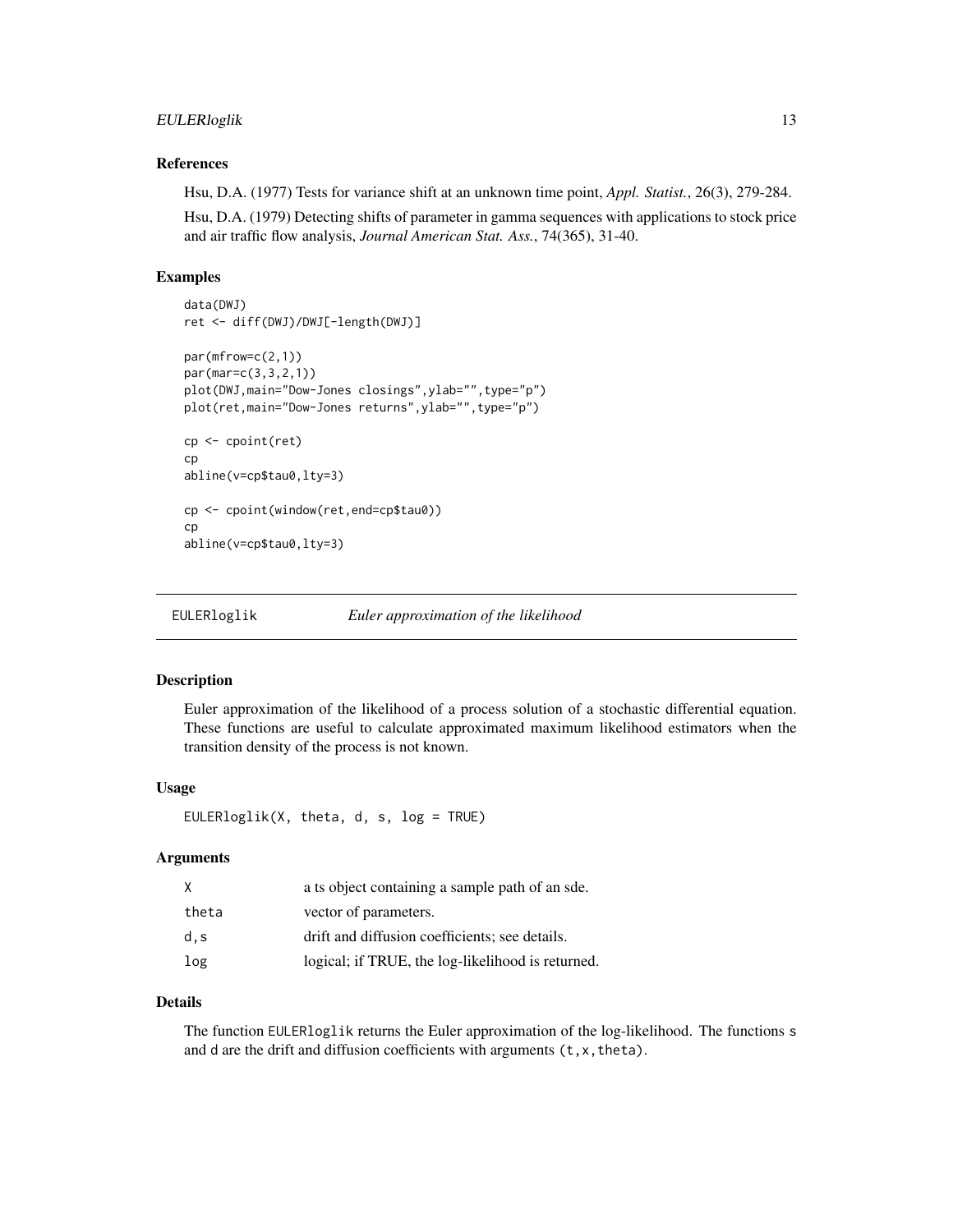### References

Hsu, D.A. (1977) Tests for variance shift at an unknown time point, *Appl. Statist.*, 26(3), 279-284.

Hsu, D.A. (1979) Detecting shifts of parameter in gamma sequences with applications to stock price and air traffic flow analysis, *Journal American Stat. Ass.*, 74(365), 31-40.

### Examples

```
data(DWJ)
ret <- diff(DWJ)/DWJ[-length(DWJ)]

par(mfrow=c(2,1))
par(mar=c(3,3,2,1))
plot(DWJ,main="Dow-Jones closings",ylab="",type="p")
plot(ret,main="Dow-Jones returns",ylab="",type="p")

cp <- cpoint(ret)
cp
abline(v=cp$tau0,lty=3)

cp <- cpoint(window(ret,end=cp$tau0))
cp
abline(v=cp$tau0,lty=3)
```

---

## EULERloglik — *Euler approximation of the likelihood*

### Description

Euler approximation of the likelihood of a process solution of a stochastic differential equation. These functions are useful to calculate approximated maximum likelihood estimators when the transition density of the process is not known.

### Usage

```
EULERloglik(X, theta, d, s, log = TRUE)
```

### Arguments

| | |
|---|---|
| X | a ts object containing a sample path of an sde. |
| theta | vector of parameters. |
| d,s | drift and diffusion coefficients; see details. |
| log | logical; if TRUE, the log-likelihood is returned. |

### Details

The function `EULERloglik` returns the Euler approximation of the log-likelihood. The functions `s` and `d` are the drift and diffusion coefficients with arguments `(t,x,theta)`.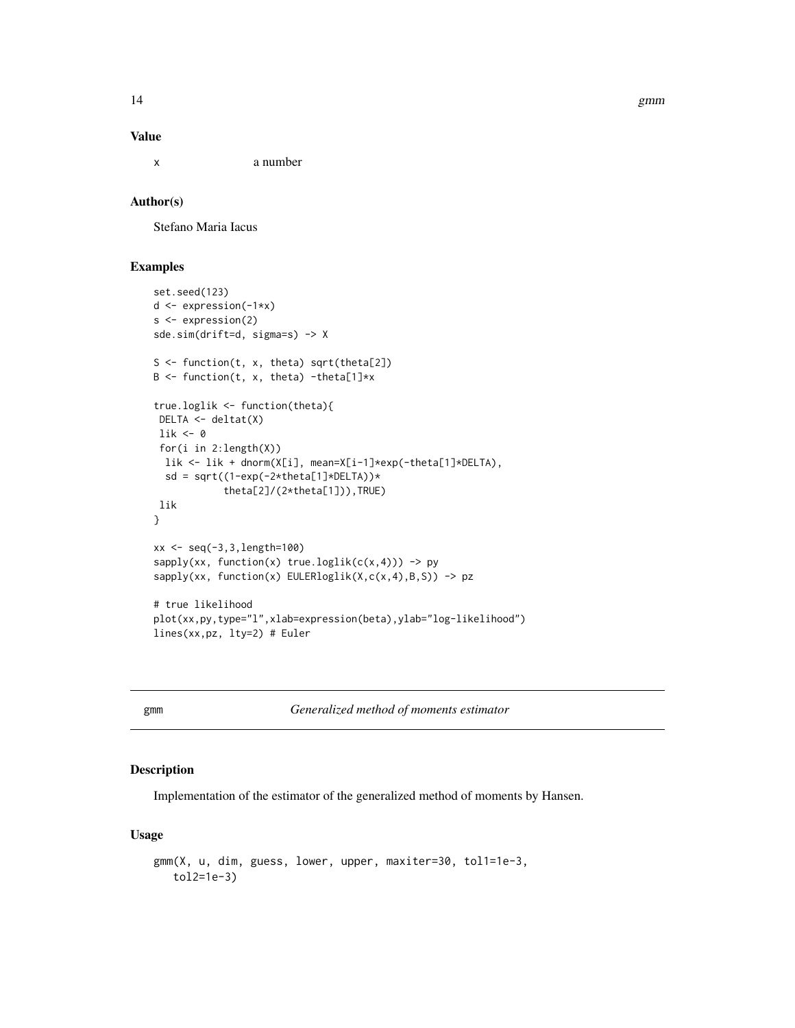### Value

x a number

### Author(s)

Stefano Maria Iacus

### Examples

```
set.seed(123)
d <- expression(-1*x)
s <- expression(2)
sde.sim(drift=d, sigma=s) -> X

S <- function(t, x, theta) sqrt(theta[2])
B <- function(t, x, theta) -theta[1]*x

true.loglik <- function(theta){
 DELTA <- deltat(X)
 lik <- 0
 for(i in 2:length(X))
  lik <- lik + dnorm(X[i], mean=X[i-1]*exp(-theta[1]*DELTA),
  sd = sqrt((1-exp(-2*theta[1]*DELTA))*
            theta[2]/(2*theta[1])),TRUE)
 lik
}

xx <- seq(-3,3,length=100)
sapply(xx, function(x) true.loglik(c(x,4))) -> py
sapply(xx, function(x) EULERloglik(X,c(x,4),B,S)) -> pz

# true likelihood
plot(xx,py,type="l",xlab=expression(beta),ylab="log-likelihood")
lines(xx,pz, lty=2) # Euler
```

---

## gmm *Generalized method of moments estimator*

---

### Description

Implementation of the estimator of the generalized method of moments by Hansen.

### Usage

```
gmm(X, u, dim, guess, lower, upper, maxiter=30, tol1=1e-3,
   tol2=1e-3)
```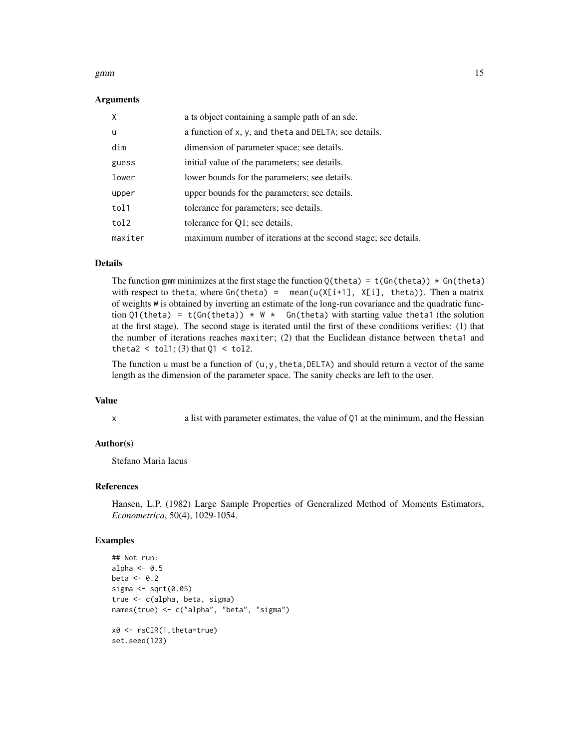### Arguments

| | |
|---|---|
| X | a ts object containing a sample path of an sde. |
| u | a function of x, y, and theta and DELTA; see details. |
| dim | dimension of parameter space; see details. |
| guess | initial value of the parameters; see details. |
| lower | lower bounds for the parameters; see details. |
| upper | upper bounds for the parameters; see details. |
| tol1 | tolerance for parameters; see details. |
| tol2 | tolerance for Q1; see details. |
| maxiter | maximum number of iterations at the second stage; see details. |

### Details

The function gmm minimizes at the first stage the function `Q(theta) = t(Gn(theta)) * Gn(theta)` with respect to theta, where `Gn(theta) = mean(u(X[i+1], X[i], theta))`. Then a matrix of weights W is obtained by inverting an estimate of the long-run covariance and the quadratic function `Q1(theta) = t(Gn(theta)) * W * Gn(theta)` with starting value theta1 (the solution at the first stage). The second stage is iterated until the first of these conditions verifies: (1) that the number of iterations reaches maxiter; (2) that the Euclidean distance between theta1 and `theta2 < tol1`; (3) that `Q1 < tol2`.

The function u must be a function of (u,y,theta,DELTA) and should return a vector of the same length as the dimension of the parameter space. The sanity checks are left to the user.

### Value

| | |
|---|---|
| x | a list with parameter estimates, the value of Q1 at the minimum, and the Hessian |

### Author(s)

Stefano Maria Iacus

### References

Hansen, L.P. (1982) Large Sample Properties of Generalized Method of Moments Estimators, *Econometrica*, 50(4), 1029-1054.

### Examples

```
## Not run:
alpha <- 0.5
beta <- 0.2
sigma <- sqrt(0.05)
true <- c(alpha, beta, sigma)
names(true) <- c("alpha", "beta", "sigma")

x0 <- rsCIR(1,theta=true)
set.seed(123)
```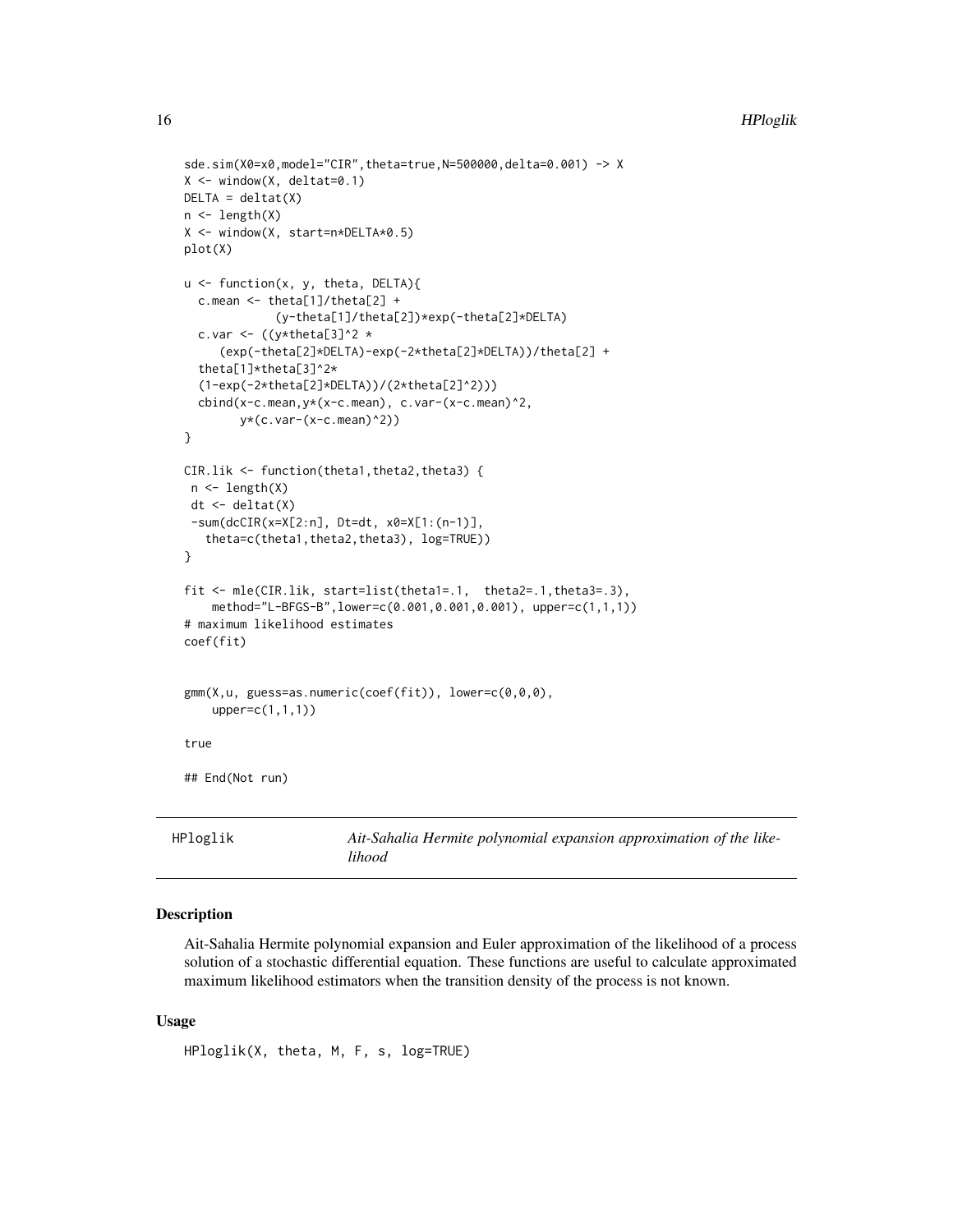```
sde.sim(X0=x0,model="CIR",theta=true,N=500000,delta=0.001) -> X
X <- window(X, deltat=0.1)
DELTA = deltat(X)
n <- length(X)
X <- window(X, start=n*DELTA*0.5)
plot(X)

u <- function(x, y, theta, DELTA){
  c.mean <- theta[1]/theta[2] +
            (y-theta[1]/theta[2])*exp(-theta[2]*DELTA)
  c.var <- ((y*theta[3]^2 *
      (exp(-theta[2]*DELTA)-exp(-2*theta[2]*DELTA))/theta[2] +
  theta[1]*theta[3]^2*
  (1-exp(-2*theta[2]*DELTA))/(2*theta[2]^2)))
  cbind(x-c.mean,y*(x-c.mean), c.var-(x-c.mean)^2,
        y*(c.var-(x-c.mean)^2))
}

CIR.lik <- function(theta1,theta2,theta3) {
 n <- length(X)
 dt <- deltat(X)
 -sum(dcCIR(x=X[2:n], Dt=dt, x0=X[1:(n-1)],
   theta=c(theta1,theta2,theta3), log=TRUE))
}

fit <- mle(CIR.lik, start=list(theta1=.1,  theta2=.1,theta3=.3),
    method="L-BFGS-B",lower=c(0.001,0.001,0.001), upper=c(1,1,1))
# maximum likelihood estimates
coef(fit)


gmm(X,u, guess=as.numeric(coef(fit)), lower=c(0,0,0),
    upper=c(1,1,1))

true

## End(Not run)
```

---

HPloglik — *Ait-Sahalia Hermite polynomial expansion approximation of the likelihood*

---

### Description

Ait-Sahalia Hermite polynomial expansion and Euler approximation of the likelihood of a process solution of a stochastic differential equation. These functions are useful to calculate approximated maximum likelihood estimators when the transition density of the process is not known.

### Usage

```
HPloglik(X, theta, M, F, s, log=TRUE)
```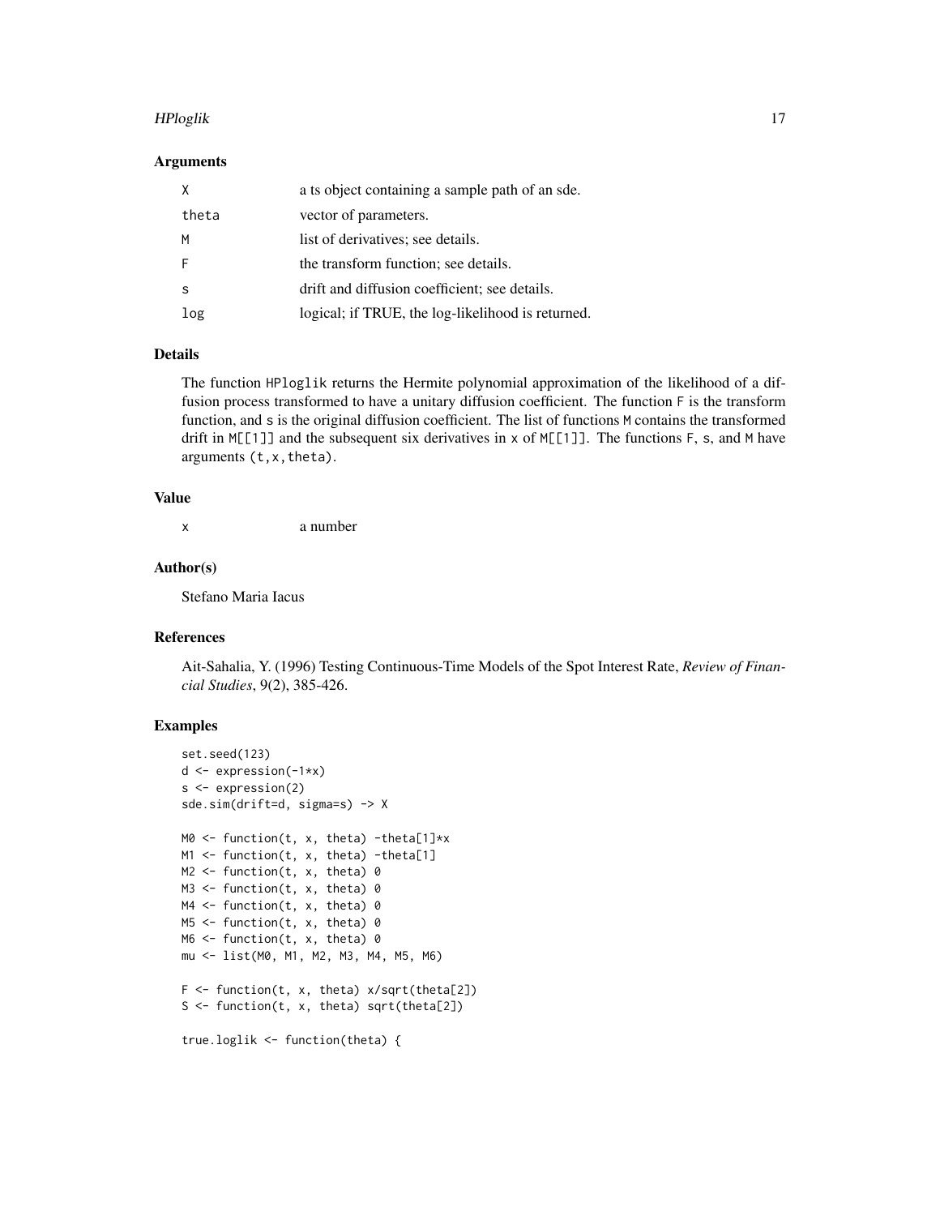### Arguments

| | |
|---|---|
| X | a ts object containing a sample path of an sde. |
| theta | vector of parameters. |
| M | list of derivatives; see details. |
| F | the transform function; see details. |
| s | drift and diffusion coefficient; see details. |
| log | logical; if TRUE, the log-likelihood is returned. |

### Details

The function HPloglik returns the Hermite polynomial approximation of the likelihood of a diffusion process transformed to have a unitary diffusion coefficient. The function F is the transform function, and s is the original diffusion coefficient. The list of functions M contains the transformed drift in M[[1]] and the subsequent six derivatives in x of M[[1]]. The functions F, s, and M have arguments (t,x,theta).

### Value

| | |
|---|---|
| x | a number |

### Author(s)

Stefano Maria Iacus

### References

Ait-Sahalia, Y. (1996) Testing Continuous-Time Models of the Spot Interest Rate, *Review of Financial Studies*, 9(2), 385-426.

### Examples

```
set.seed(123)
d <- expression(-1*x)
s <- expression(2)
sde.sim(drift=d, sigma=s) -> X

M0 <- function(t, x, theta) -theta[1]*x
M1 <- function(t, x, theta) -theta[1]
M2 <- function(t, x, theta) 0
M3 <- function(t, x, theta) 0
M4 <- function(t, x, theta) 0
M5 <- function(t, x, theta) 0
M6 <- function(t, x, theta) 0
mu <- list(M0, M1, M2, M3, M4, M5, M6)

F <- function(t, x, theta) x/sqrt(theta[2])
S <- function(t, x, theta) sqrt(theta[2])

true.loglik <- function(theta) {
```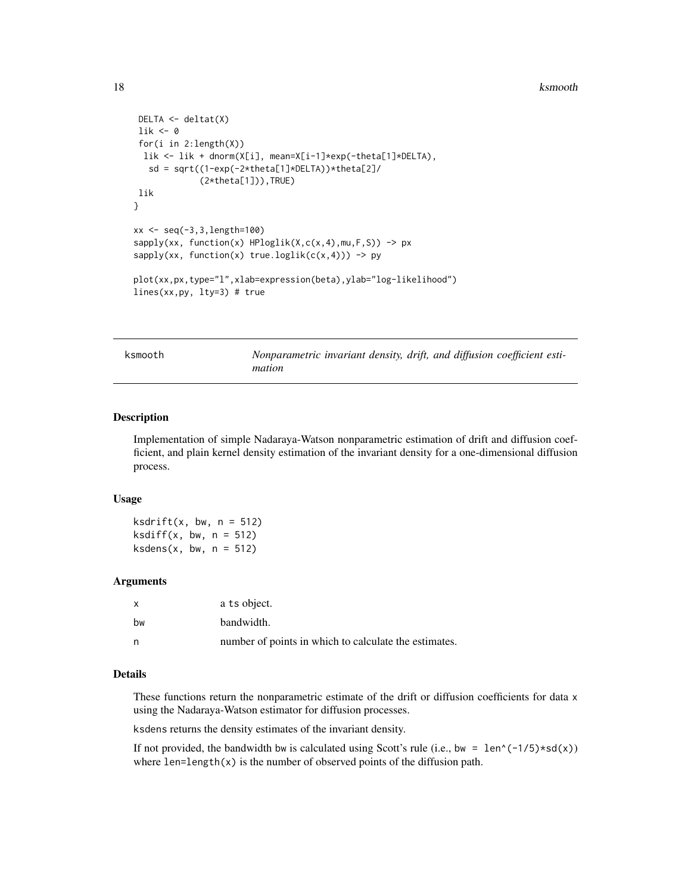```
 DELTA <- deltat(X)
 lik <- 0
 for(i in 2:length(X))
  lik <- lik + dnorm(X[i], mean=X[i-1]*exp(-theta[1]*DELTA),
   sd = sqrt((1-exp(-2*theta[1]*DELTA))*theta[2]/
             (2*theta[1])),TRUE)
 lik
}

xx <- seq(-3,3,length=100)
sapply(xx, function(x) HPloglik(X,c(x,4),mu,F,S)) -> px
sapply(xx, function(x) true.loglik(c(x,4))) -> py

plot(xx,px,type="l",xlab=expression(beta),ylab="log-likelihood")
lines(xx,py, lty=3) # true
```

---

## ksmooth — *Nonparametric invariant density, drift, and diffusion coefficient estimation*

---

### Description

Implementation of simple Nadaraya-Watson nonparametric estimation of drift and diffusion coefficient, and plain kernel density estimation of the invariant density for a one-dimensional diffusion process.

### Usage

```
ksdrift(x, bw, n = 512)
ksdiff(x, bw, n = 512)
ksdens(x, bw, n = 512)
```

### Arguments

| | |
|---|---|
| x | a ts object. |
| bw | bandwidth. |
| n | number of points in which to calculate the estimates. |

### Details

These functions return the nonparametric estimate of the drift or diffusion coefficients for data x using the Nadaraya-Watson estimator for diffusion processes.

ksdens returns the density estimates of the invariant density.

If not provided, the bandwidth bw is calculated using Scott's rule (i.e., `bw = len^(-1/5)*sd(x)`) where `len=length(x)` is the number of observed points of the diffusion path.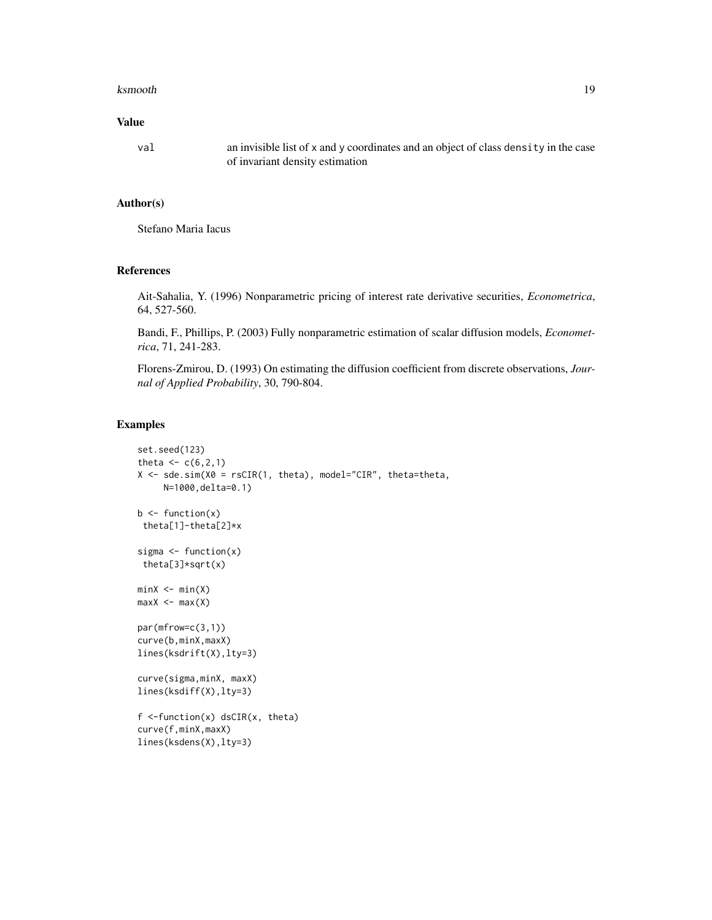## Value

val an invisible list of x and y coordinates and an object of class density in the case of invariant density estimation

## Author(s)

Stefano Maria Iacus

## References

Ait-Sahalia, Y. (1996) Nonparametric pricing of interest rate derivative securities, *Econometrica*, 64, 527-560.

Bandi, F., Phillips, P. (2003) Fully nonparametric estimation of scalar diffusion models, *Econometrica*, 71, 241-283.

Florens-Zmirou, D. (1993) On estimating the diffusion coefficient from discrete observations, *Journal of Applied Probability*, 30, 790-804.

## Examples

```
set.seed(123)
theta <- c(6,2,1)
X <- sde.sim(X0 = rsCIR(1, theta), model="CIR", theta=theta,
     N=1000,delta=0.1)

b <- function(x)
 theta[1]-theta[2]*x

sigma <- function(x)
 theta[3]*sqrt(x)

minX <- min(X)
maxX <- max(X)

par(mfrow=c(3,1))
curve(b,minX,maxX)
lines(ksdrift(X),lty=3)

curve(sigma,minX, maxX)
lines(ksdiff(X),lty=3)

f <-function(x) dsCIR(x, theta)
curve(f,minX,maxX)
lines(ksdens(X),lty=3)
```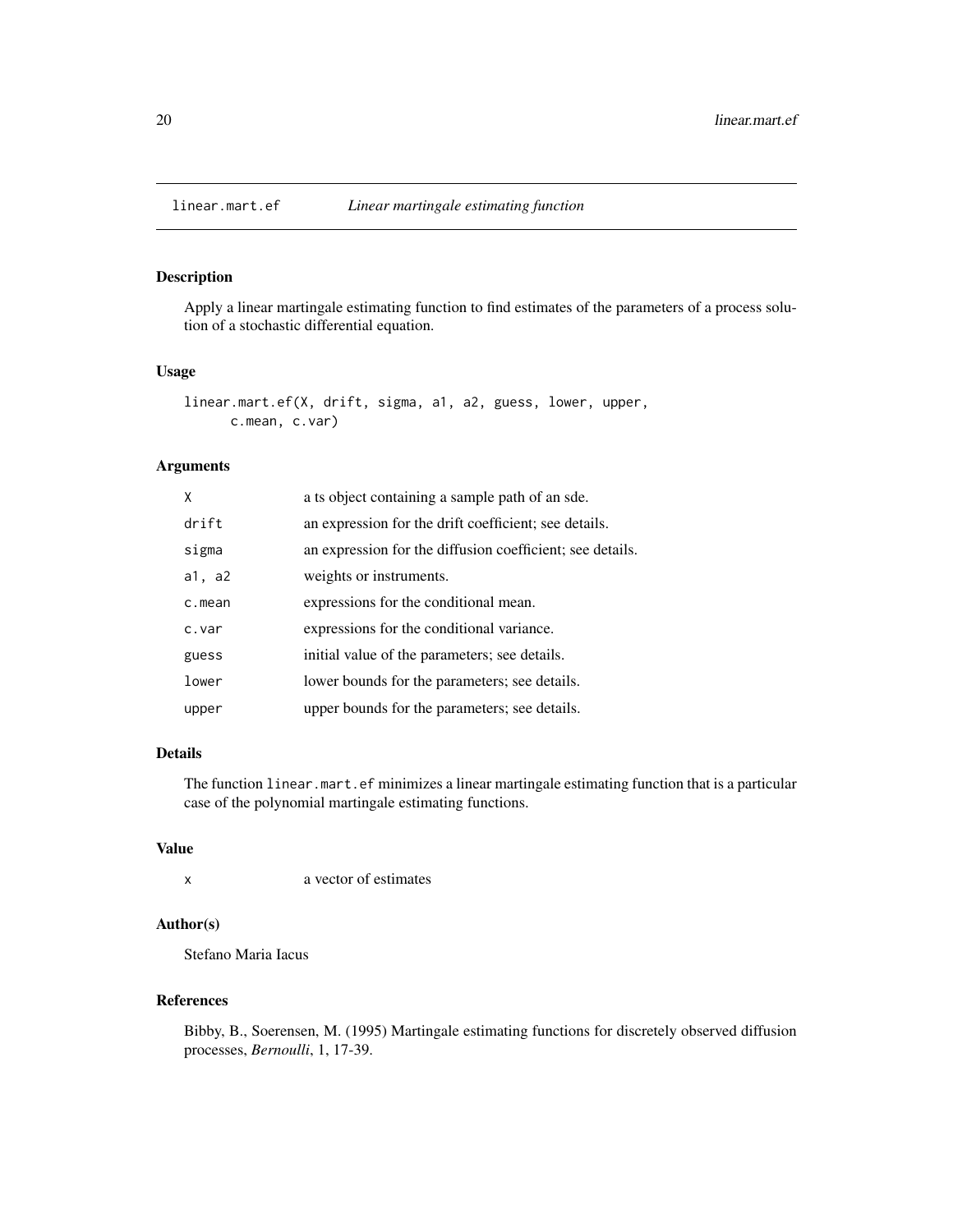# linear.mart.ef — *Linear martingale estimating function*

## Description

Apply a linear martingale estimating function to find estimates of the parameters of a process solution of a stochastic differential equation.

## Usage

```
linear.mart.ef(X, drift, sigma, a1, a2, guess, lower, upper,
      c.mean, c.var)
```

## Arguments

| | |
|---|---|
| `X` | a ts object containing a sample path of an sde. |
| `drift` | an expression for the drift coefficient; see details. |
| `sigma` | an expression for the diffusion coefficient; see details. |
| `a1, a2` | weights or instruments. |
| `c.mean` | expressions for the conditional mean. |
| `c.var` | expressions for the conditional variance. |
| `guess` | initial value of the parameters; see details. |
| `lower` | lower bounds for the parameters; see details. |
| `upper` | upper bounds for the parameters; see details. |

## Details

The function `linear.mart.ef` minimizes a linear martingale estimating function that is a particular case of the polynomial martingale estimating functions.

## Value

| | |
|---|---|
| `x` | a vector of estimates |

## Author(s)

Stefano Maria Iacus

## References

Bibby, B., Soerensen, M. (1995) Martingale estimating functions for discretely observed diffusion processes, *Bernoulli*, 1, 17-39.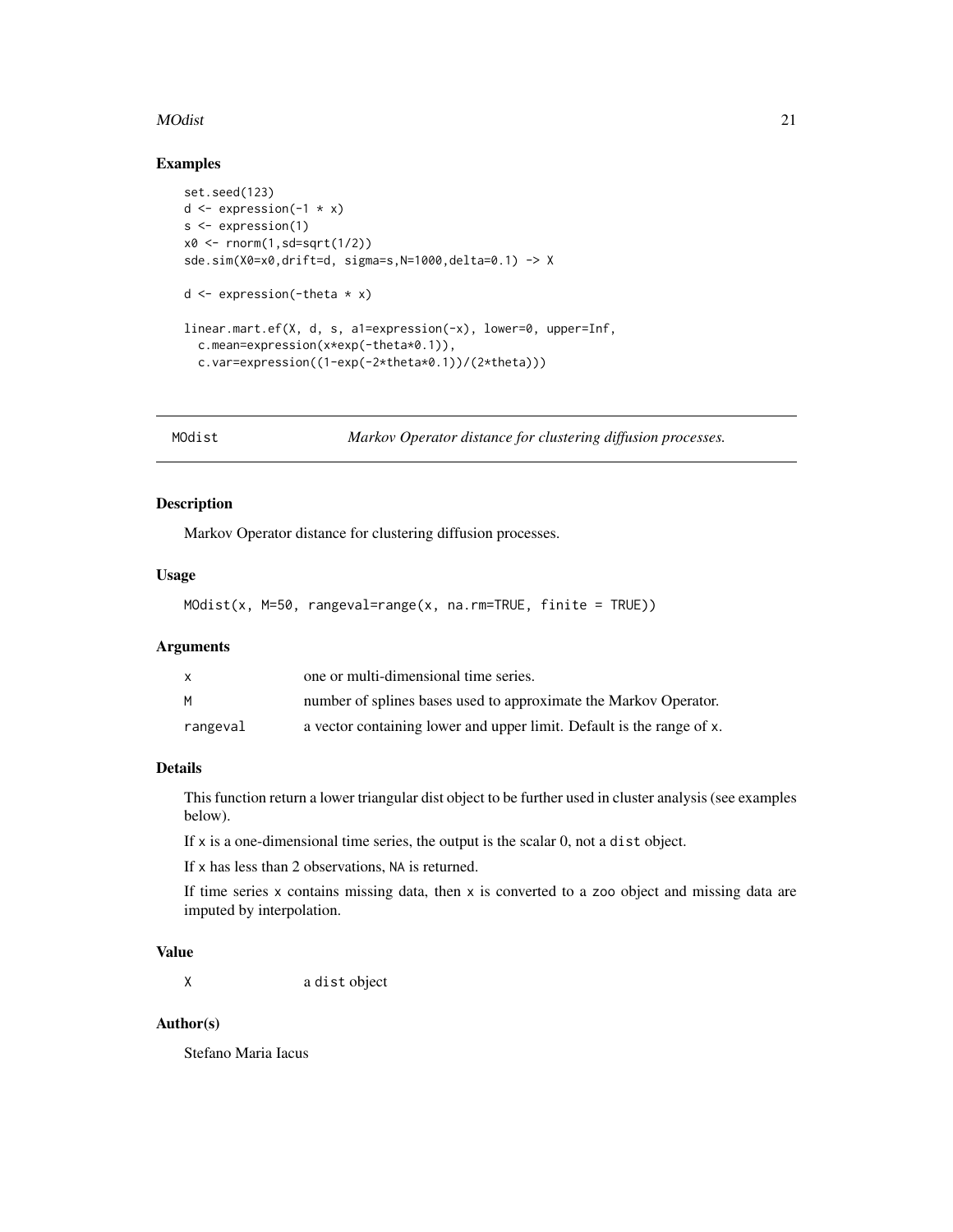## Examples

```
set.seed(123)
d <- expression(-1 * x)
s <- expression(1)
x0 <- rnorm(1,sd=sqrt(1/2))
sde.sim(X0=x0,drift=d, sigma=s,N=1000,delta=0.1) -> X

d <- expression(-theta * x)

linear.mart.ef(X, d, s, a1=expression(-x), lower=0, upper=Inf,
  c.mean=expression(x*exp(-theta*0.1)),
  c.var=expression((1-exp(-2*theta*0.1))/(2*theta)))
```

---

# MOdist — *Markov Operator distance for clustering diffusion processes.*

---

## Description

Markov Operator distance for clustering diffusion processes.

## Usage

```
MOdist(x, M=50, rangeval=range(x, na.rm=TRUE, finite = TRUE))
```

## Arguments

| | |
|---|---|
| `x` | one or multi-dimensional time series. |
| `M` | number of splines bases used to approximate the Markov Operator. |
| `rangeval` | a vector containing lower and upper limit. Default is the range of `x`. |

## Details

This function return a lower triangular dist object to be further used in cluster analysis (see examples below).

If `x` is a one-dimensional time series, the output is the scalar 0, not a `dist` object.

If `x` has less than 2 observations, `NA` is returned.

If time series `x` contains missing data, then `x` is converted to a `zoo` object and missing data are imputed by interpolation.

## Value

| | |
|---|---|
| `X` | a `dist` object |

## Author(s)

Stefano Maria Iacus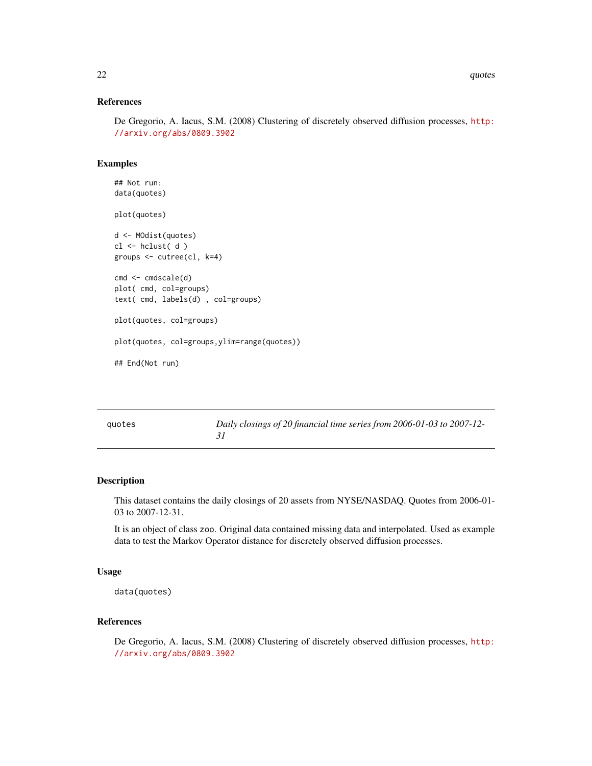### References

De Gregorio, A. Iacus, S.M. (2008) Clustering of discretely observed diffusion processes, http://arxiv.org/abs/0809.3902

### Examples

```
## Not run:
data(quotes)

plot(quotes)

d <- MOdist(quotes)
cl <- hclust( d )
groups <- cutree(cl, k=4)

cmd <- cmdscale(d)
plot( cmd, col=groups)
text( cmd, labels(d) , col=groups)

plot(quotes, col=groups)

plot(quotes, col=groups,ylim=range(quotes))

## End(Not run)
```

---

quotes — *Daily closings of 20 financial time series from 2006-01-03 to 2007-12-31*

---

### Description

This dataset contains the daily closings of 20 assets from NYSE/NASDAQ. Quotes from 2006-01-03 to 2007-12-31.

It is an object of class `zoo`. Original data contained missing data and interpolated. Used as example data to test the Markov Operator distance for discretely observed diffusion processes.

### Usage

```
data(quotes)
```

### References

De Gregorio, A. Iacus, S.M. (2008) Clustering of discretely observed diffusion processes, http://arxiv.org/abs/0809.3902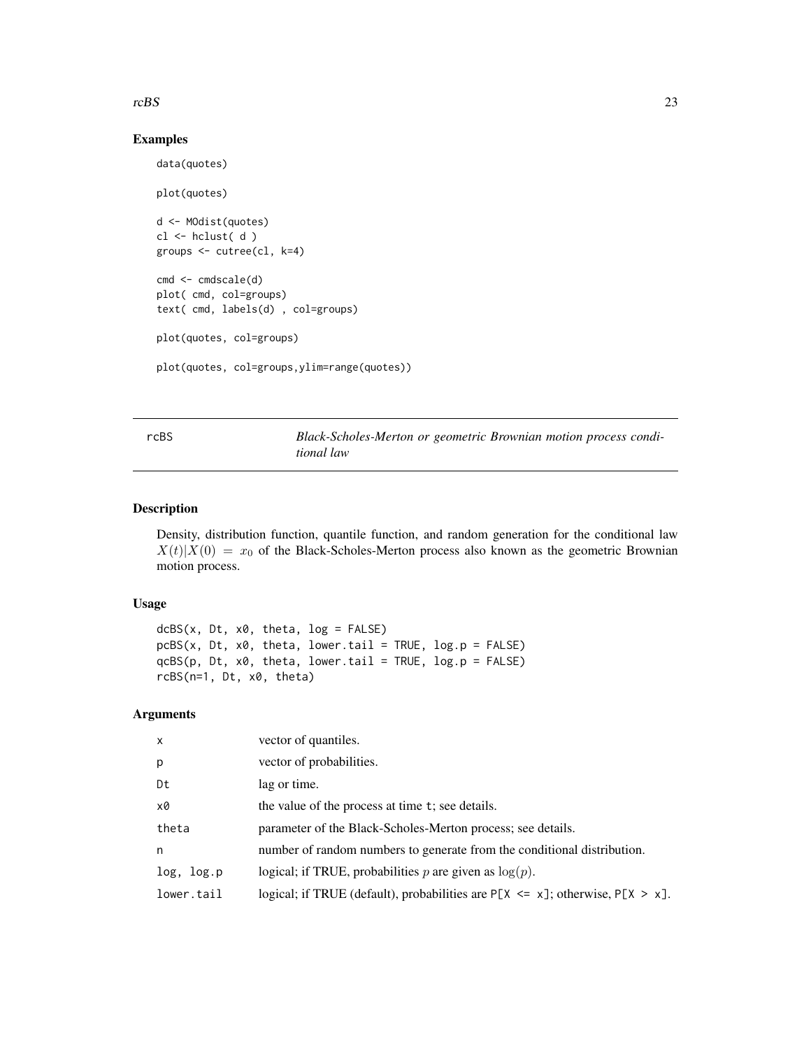## Examples

```
data(quotes)

plot(quotes)

d <- MOdist(quotes)
cl <- hclust( d )
groups <- cutree(cl, k=4)

cmd <- cmdscale(d)
plot( cmd, col=groups)
text( cmd, labels(d) , col=groups)

plot(quotes, col=groups)

plot(quotes, col=groups,ylim=range(quotes))
```

---

rcBS *Black-Scholes-Merton or geometric Brownian motion process conditional law*

---

## Description

Density, distribution function, quantile function, and random generation for the conditional law $X(t)|X(0) = x_0$ of the Black-Scholes-Merton process also known as the geometric Brownian motion process.

## Usage

```
dcBS(x, Dt, x0, theta, log = FALSE)
pcBS(x, Dt, x0, theta, lower.tail = TRUE, log.p = FALSE)
qcBS(p, Dt, x0, theta, lower.tail = TRUE, log.p = FALSE)
rcBS(n=1, Dt, x0, theta)
```

## Arguments

| | |
|---|---|
| x | vector of quantiles. |
| p | vector of probabilities. |
| Dt | lag or time. |
| x0 | the value of the process at time t; see details. |
| theta | parameter of the Black-Scholes-Merton process; see details. |
| n | number of random numbers to generate from the conditional distribution. |
| log, log.p | logical; if TRUE, probabilities $p$ are given as $\log(p)$. |
| lower.tail | logical; if TRUE (default), probabilities are P[X <= x]; otherwise, P[X > x]. |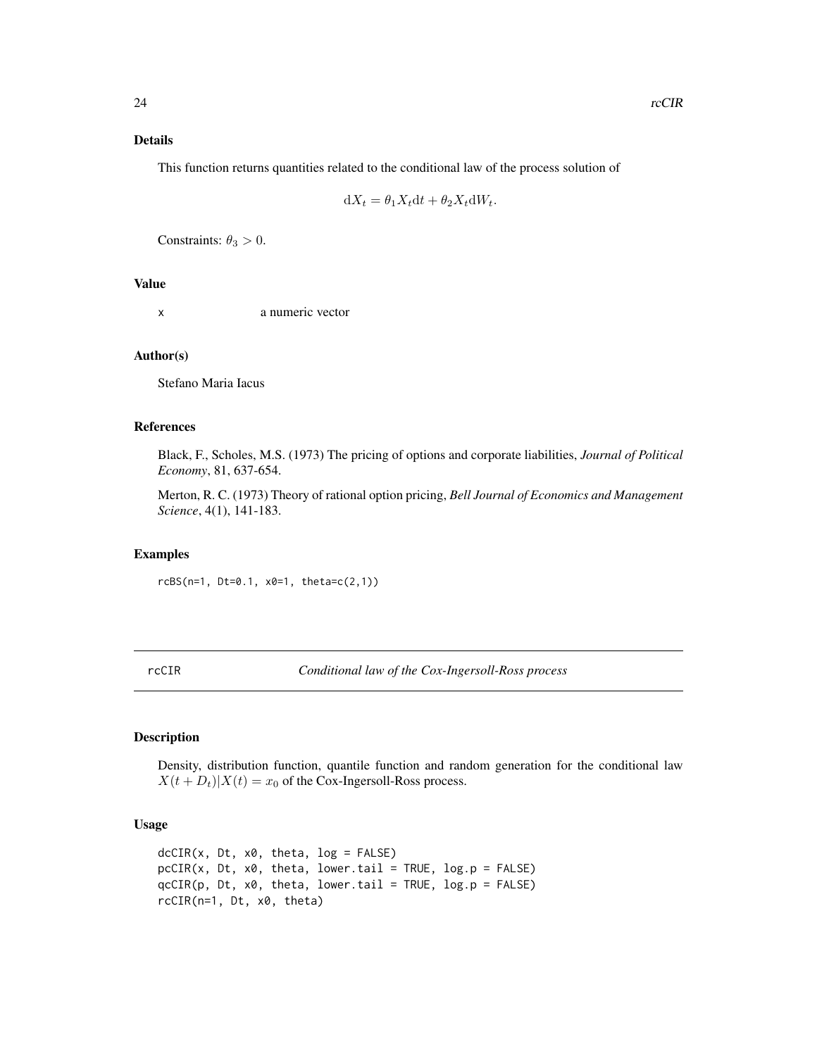### Details

This function returns quantities related to the conditional law of the process solution of

$$dX_t = \theta_1 X_t dt + \theta_2 X_t dW_t.$$

Constraints: $\theta_3 > 0$.

### Value

x a numeric vector

### Author(s)

Stefano Maria Iacus

### References

Black, F., Scholes, M.S. (1973) The pricing of options and corporate liabilities, *Journal of Political Economy*, 81, 637-654.

Merton, R. C. (1973) Theory of rational option pricing, *Bell Journal of Economics and Management Science*, 4(1), 141-183.

### Examples

```
rcBS(n=1, Dt=0.1, x0=1, theta=c(2,1))
```

---

## rcCIR *Conditional law of the Cox-Ingersoll-Ross process*

---

### Description

Density, distribution function, quantile function and random generation for the conditional law $X(t + D_t)|X(t) = x_0$ of the Cox-Ingersoll-Ross process.

### Usage

```
dcCIR(x, Dt, x0, theta, log = FALSE)
pcCIR(x, Dt, x0, theta, lower.tail = TRUE, log.p = FALSE)
qcCIR(p, Dt, x0, theta, lower.tail = TRUE, log.p = FALSE)
rcCIR(n=1, Dt, x0, theta)
```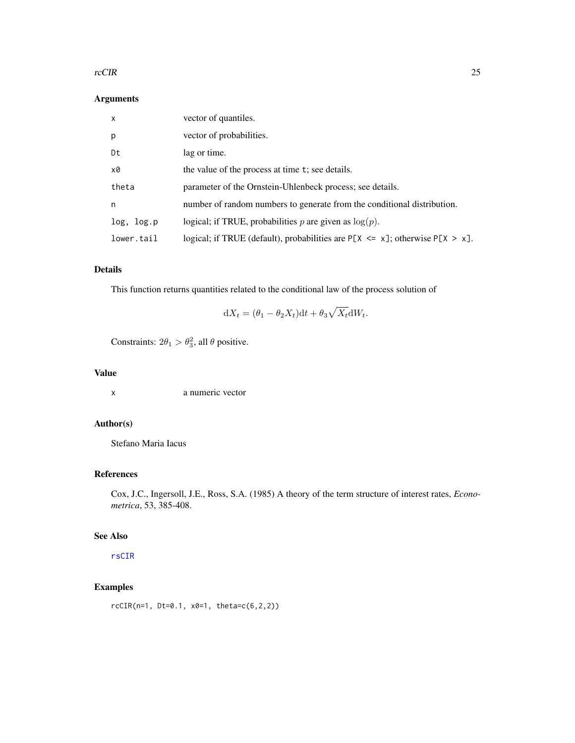## Arguments

| | |
|---|---|
| x | vector of quantiles. |
| p | vector of probabilities. |
| Dt | lag or time. |
| x0 | the value of the process at time t; see details. |
| theta | parameter of the Ornstein-Uhlenbeck process; see details. |
| n | number of random numbers to generate from the conditional distribution. |
| log, log.p | logical; if TRUE, probabilities $p$ are given as $\log(p)$. |
| lower.tail | logical; if TRUE (default), probabilities are P[X <= x]; otherwise P[X > x]. |

## Details

This function returns quantities related to the conditional law of the process solution of

$$\mathrm{d}X_t = (\theta_1 - \theta_2 X_t)\mathrm{d}t + \theta_3\sqrt{X_t}\mathrm{d}W_t.$$

Constraints: $2\theta_1 > \theta_3^2$, all $\theta$ positive.

## Value

| | |
|---|---|
| x | a numeric vector |

## Author(s)

Stefano Maria Iacus

## References

Cox, J.C., Ingersoll, J.E., Ross, S.A. (1985) A theory of the term structure of interest rates, *Econometrica*, 53, 385-408.

## See Also

rsCIR

## Examples

```
rcCIR(n=1, Dt=0.1, x0=1, theta=c(6,2,2))
```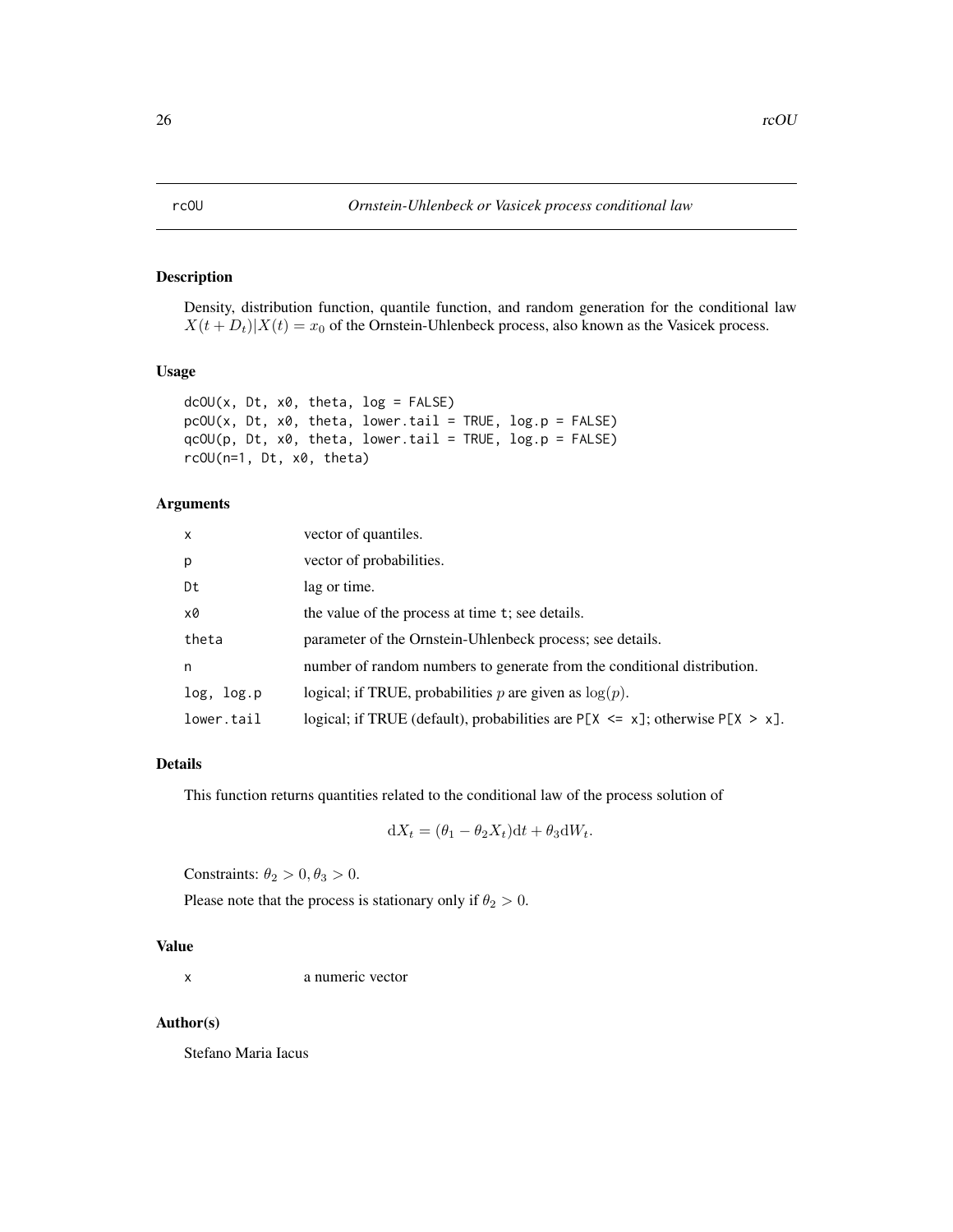rcOU *Ornstein-Uhlenbeck or Vasicek process conditional law*

## Description

Density, distribution function, quantile function, and random generation for the conditional law $X(t+D_t)|X(t) = x_0$ of the Ornstein-Uhlenbeck process, also known as the Vasicek process.

## Usage

```
dcOU(x, Dt, x0, theta, log = FALSE)
pcOU(x, Dt, x0, theta, lower.tail = TRUE, log.p = FALSE)
qcOU(p, Dt, x0, theta, lower.tail = TRUE, log.p = FALSE)
rcOU(n=1, Dt, x0, theta)
```

## Arguments

| | |
|---|---|
| x | vector of quantiles. |
| p | vector of probabilities. |
| Dt | lag or time. |
| x0 | the value of the process at time t; see details. |
| theta | parameter of the Ornstein-Uhlenbeck process; see details. |
| n | number of random numbers to generate from the conditional distribution. |
| log, log.p | logical; if TRUE, probabilities $p$ are given as $\log(p)$. |
| lower.tail | logical; if TRUE (default), probabilities are P[X <= x]; otherwise P[X > x]. |

## Details

This function returns quantities related to the conditional law of the process solution of

$$\mathrm{d}X_t = (\theta_1 - \theta_2 X_t)\mathrm{d}t + \theta_3 \mathrm{d}W_t.$$

Constraints: $\theta_2 > 0, \theta_3 > 0$.

Please note that the process is stationary only if $\theta_2 > 0$.

## Value

| | |
|---|---|
| x | a numeric vector |

## Author(s)

Stefano Maria Iacus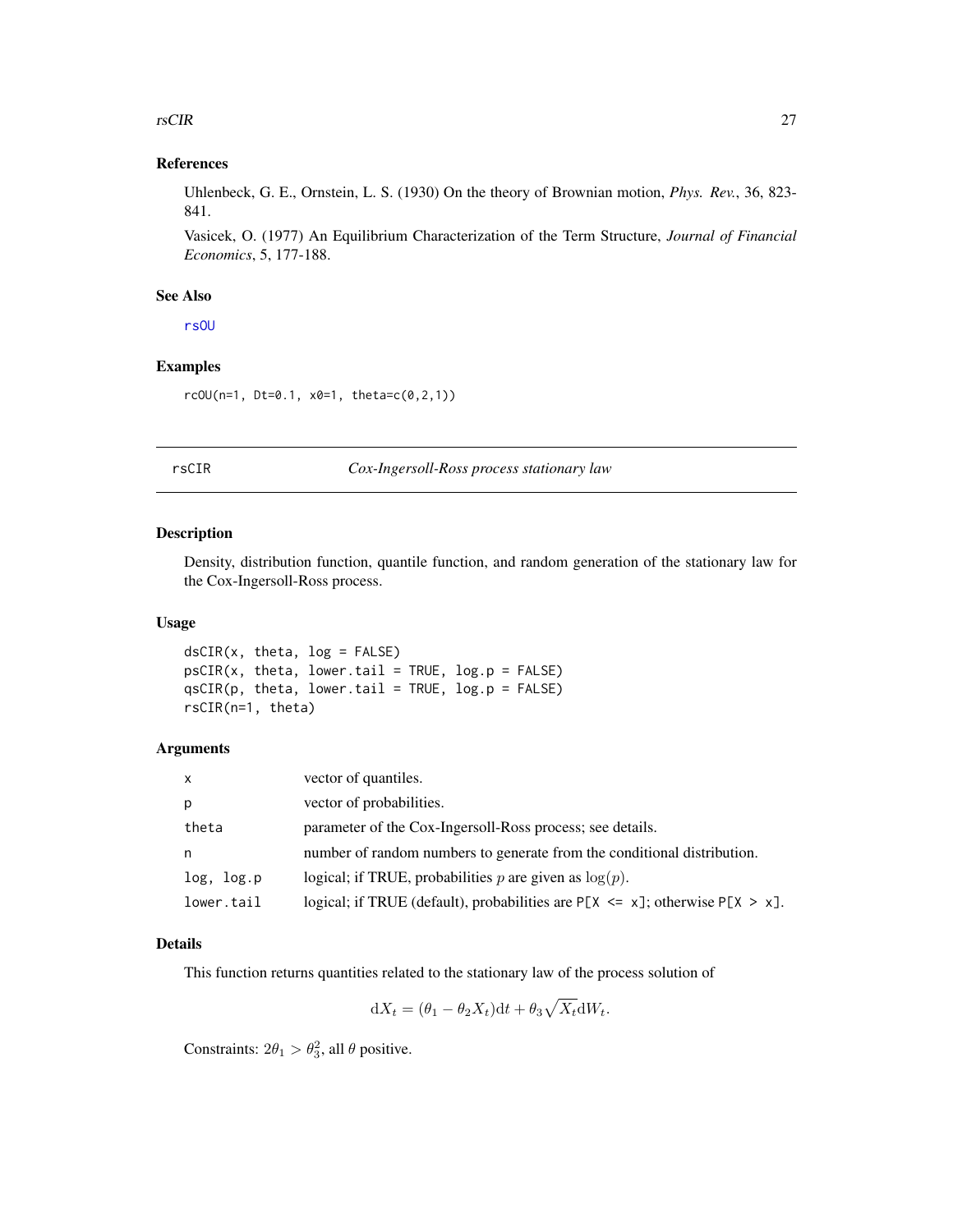## References

Uhlenbeck, G. E., Ornstein, L. S. (1930) On the theory of Brownian motion, *Phys. Rev.*, 36, 823-841.

Vasicek, O. (1977) An Equilibrium Characterization of the Term Structure, *Journal of Financial Economics*, 5, 177-188.

## See Also

rsOU

## Examples

```
rcOU(n=1, Dt=0.1, x0=1, theta=c(0,2,1))
```

---

# rsCIR — *Cox-Ingersoll-Ross process stationary law*

## Description

Density, distribution function, quantile function, and random generation of the stationary law for the Cox-Ingersoll-Ross process.

## Usage

```
dsCIR(x, theta, log = FALSE)
psCIR(x, theta, lower.tail = TRUE, log.p = FALSE)
qsCIR(p, theta, lower.tail = TRUE, log.p = FALSE)
rsCIR(n=1, theta)
```

## Arguments

| | |
|---|---|
| x | vector of quantiles. |
| p | vector of probabilities. |
| theta | parameter of the Cox-Ingersoll-Ross process; see details. |
| n | number of random numbers to generate from the conditional distribution. |
| log, log.p | logical; if TRUE, probabilities $p$ are given as $\log(p)$. |
| lower.tail | logical; if TRUE (default), probabilities are P[X <= x]; otherwise P[X > x]. |

## Details

This function returns quantities related to the stationary law of the process solution of

$$\mathrm{d}X_t = (\theta_1 - \theta_2 X_t)\mathrm{d}t + \theta_3\sqrt{X_t}\mathrm{d}W_t.$$

Constraints: $2\theta_1 > \theta_3^2$, all $\theta$ positive.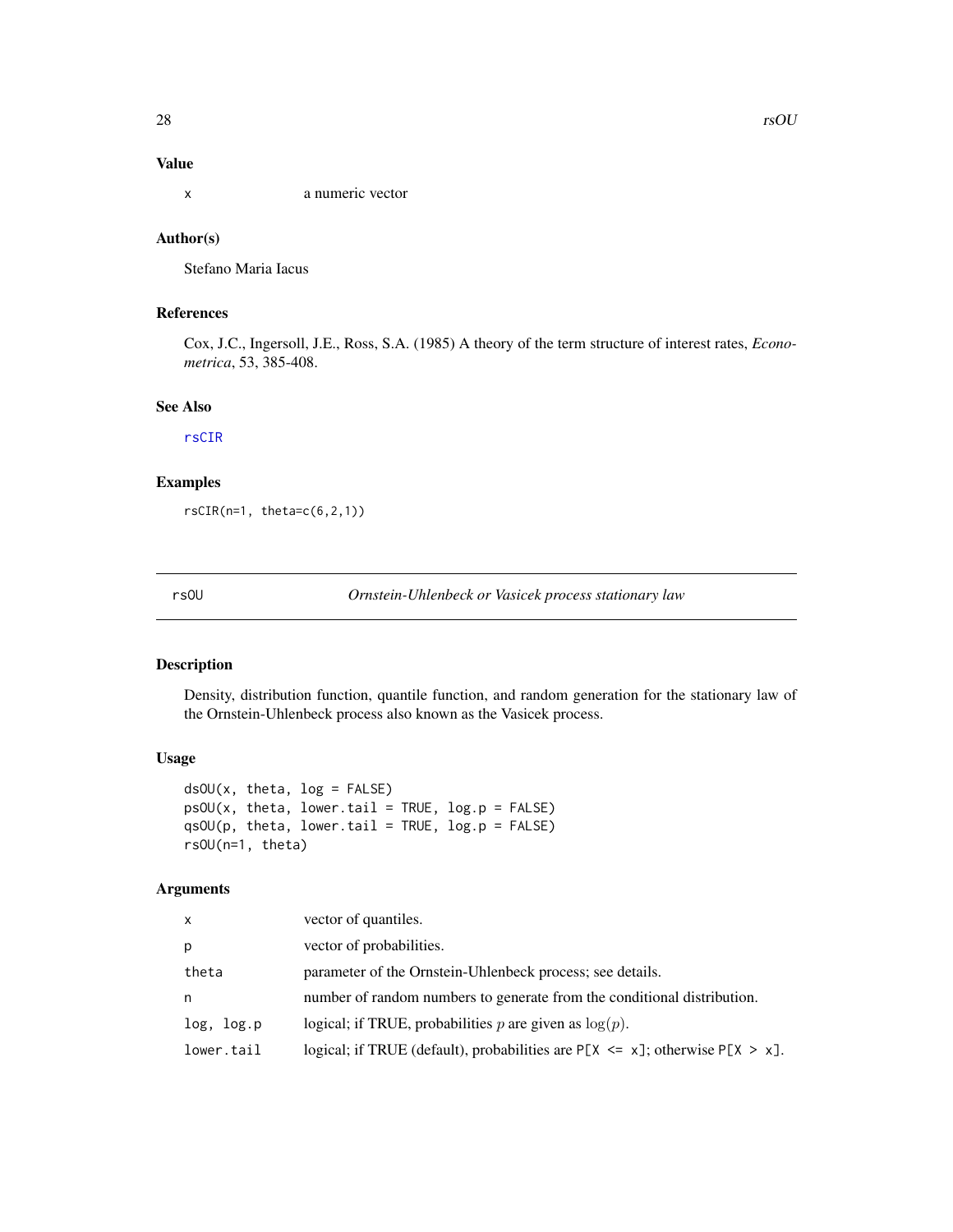### Value

x a numeric vector

### Author(s)

Stefano Maria Iacus

### References

Cox, J.C., Ingersoll, J.E., Ross, S.A. (1985) A theory of the term structure of interest rates, *Econometrica*, 53, 385-408.

### See Also

rsCIR

### Examples

```
rsCIR(n=1, theta=c(6,2,1))
```

---

## rsOU *Ornstein-Uhlenbeck or Vasicek process stationary law*

---

### Description

Density, distribution function, quantile function, and random generation for the stationary law of the Ornstein-Uhlenbeck process also known as the Vasicek process.

### Usage

```
dsOU(x, theta, log = FALSE)
psOU(x, theta, lower.tail = TRUE, log.p = FALSE)
qsOU(p, theta, lower.tail = TRUE, log.p = FALSE)
rsOU(n=1, theta)
```

### Arguments

| | |
|---|---|
| x | vector of quantiles. |
| p | vector of probabilities. |
| theta | parameter of the Ornstein-Uhlenbeck process; see details. |
| n | number of random numbers to generate from the conditional distribution. |
| log, log.p | logical; if TRUE, probabilities $p$ are given as $\log(p)$. |
| lower.tail | logical; if TRUE (default), probabilities are P[X <= x]; otherwise P[X > x]. |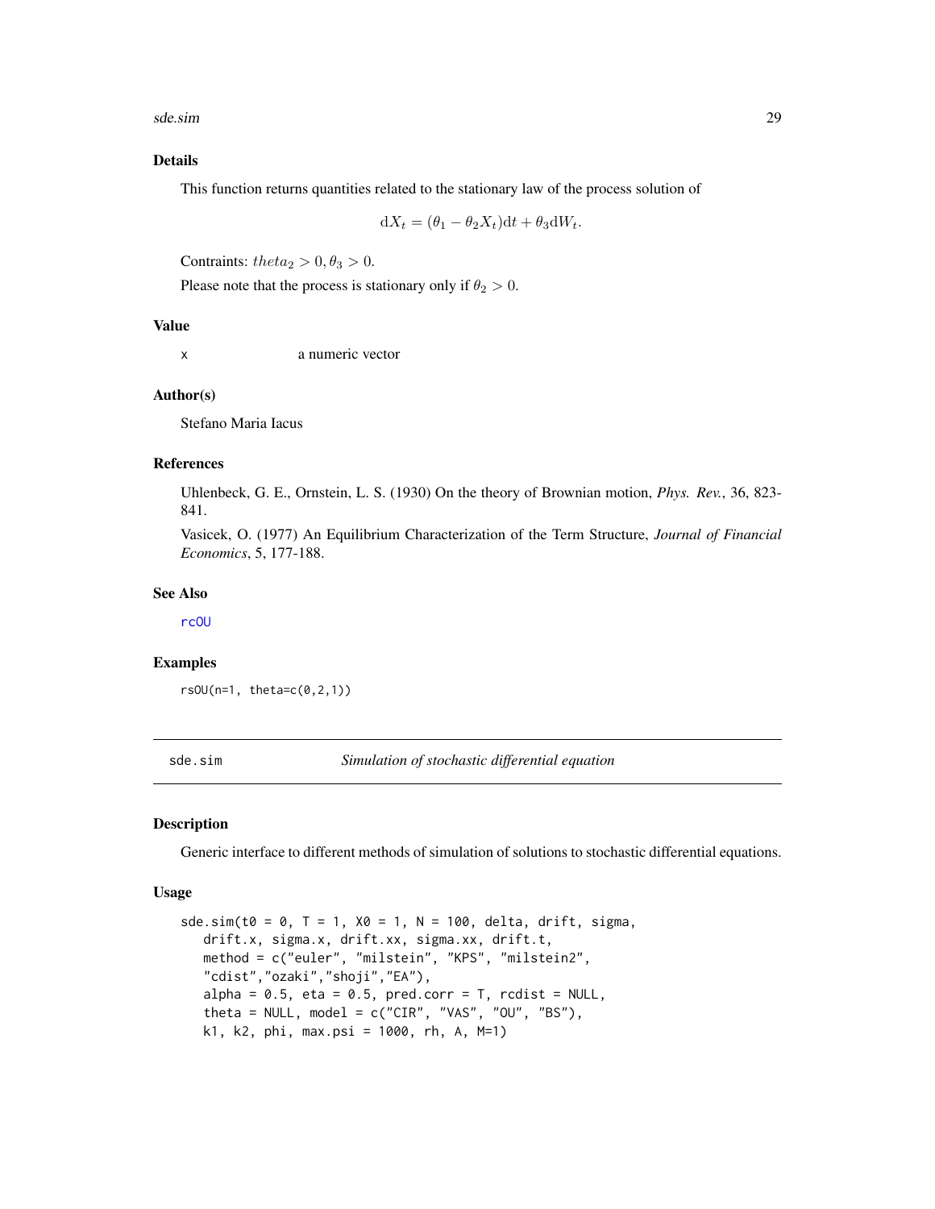## Details

This function returns quantities related to the stationary law of the process solution of

$$\mathrm{d}X_t = (\theta_1 - \theta_2 X_t)\mathrm{d}t + \theta_3 \mathrm{d}W_t.$$

Contraints: $theta_2 > 0, \theta_3 > 0$.

Please note that the process is stationary only if $\theta_2 > 0$.

## Value

x a numeric vector

## Author(s)

Stefano Maria Iacus

## References

Uhlenbeck, G. E., Ornstein, L. S. (1930) On the theory of Brownian motion, *Phys. Rev.*, 36, 823-841.

Vasicek, O. (1977) An Equilibrium Characterization of the Term Structure, *Journal of Financial Economics*, 5, 177-188.

## See Also

rcOU

## Examples

```
rsOU(n=1, theta=c(0,2,1))
```

---

# sde.sim *Simulation of stochastic differential equation*

## Description

Generic interface to different methods of simulation of solutions to stochastic differential equations.

## Usage

```
sde.sim(t0 = 0, T = 1, X0 = 1, N = 100, delta, drift, sigma,
   drift.x, sigma.x, drift.xx, sigma.xx, drift.t,
   method = c("euler", "milstein", "KPS", "milstein2",
   "cdist","ozaki","shoji","EA"),
   alpha = 0.5, eta = 0.5, pred.corr = T, rcdist = NULL,
   theta = NULL, model = c("CIR", "VAS", "OU", "BS"),
   k1, k2, phi, max.psi = 1000, rh, A, M=1)
```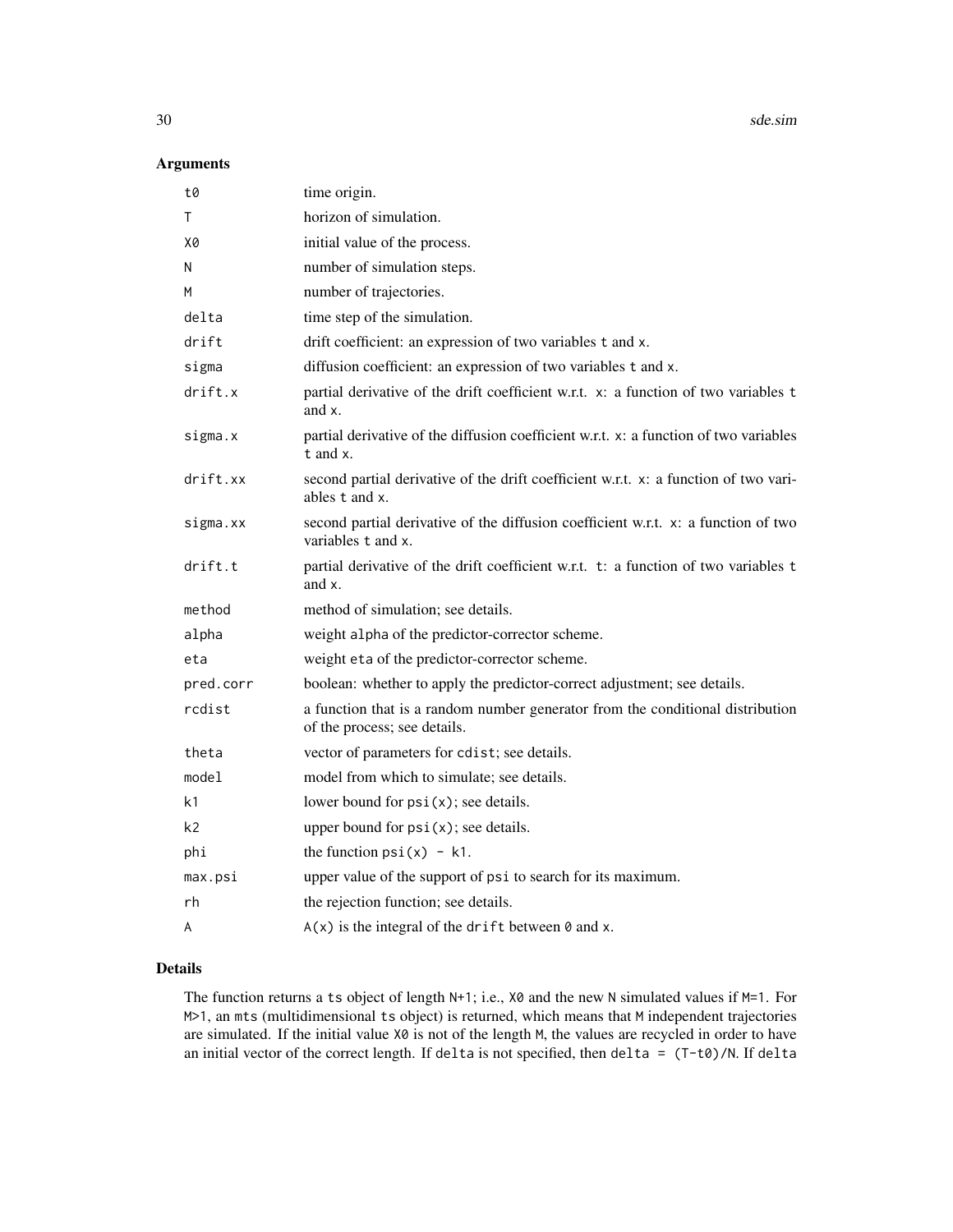## Arguments

| | |
|---|---|
| t0 | time origin. |
| T | horizon of simulation. |
| X0 | initial value of the process. |
| N | number of simulation steps. |
| M | number of trajectories. |
| delta | time step of the simulation. |
| drift | drift coefficient: an expression of two variables t and x. |
| sigma | diffusion coefficient: an expression of two variables t and x. |
| drift.x | partial derivative of the drift coefficient w.r.t. x: a function of two variables t and x. |
| sigma.x | partial derivative of the diffusion coefficient w.r.t. x: a function of two variables t and x. |
| drift.xx | second partial derivative of the drift coefficient w.r.t. x: a function of two variables t and x. |
| sigma.xx | second partial derivative of the diffusion coefficient w.r.t. x: a function of two variables t and x. |
| drift.t | partial derivative of the drift coefficient w.r.t. t: a function of two variables t and x. |
| method | method of simulation; see details. |
| alpha | weight alpha of the predictor-corrector scheme. |
| eta | weight eta of the predictor-corrector scheme. |
| pred.corr | boolean: whether to apply the predictor-correct adjustment; see details. |
| rcdist | a function that is a random number generator from the conditional distribution of the process; see details. |
| theta | vector of parameters for cdist; see details. |
| model | model from which to simulate; see details. |
| k1 | lower bound for psi(x); see details. |
| k2 | upper bound for psi(x); see details. |
| phi | the function psi(x) - k1. |
| max.psi | upper value of the support of psi to search for its maximum. |
| rh | the rejection function; see details. |
| A | A(x) is the integral of the drift between 0 and x. |

## Details

The function returns a ts object of length N+1; i.e., X0 and the new N simulated values if M=1. For M>1, an mts (multidimensional ts object) is returned, which means that M independent trajectories are simulated. If the initial value X0 is not of the length M, the values are recycled in order to have an initial vector of the correct length. If delta is not specified, then delta = (T-t0)/N. If delta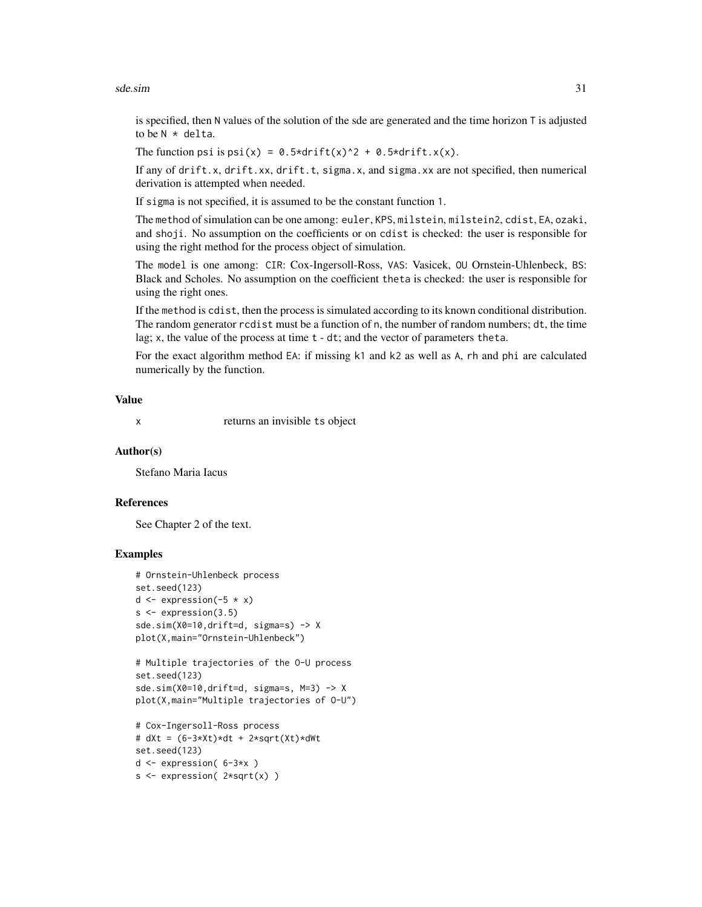is specified, then N values of the solution of the sde are generated and the time horizon T is adjusted to be N * delta.

The function psi is psi(x) = 0.5*drift(x)^2 + 0.5*drift.x(x).

If any of drift.x, drift.xx, drift.t, sigma.x, and sigma.xx are not specified, then numerical derivation is attempted when needed.

If sigma is not specified, it is assumed to be the constant function 1.

The method of simulation can be one among: euler, KPS, milstein, milstein2, cdist, EA, ozaki, and shoji. No assumption on the coefficients or on cdist is checked: the user is responsible for using the right method for the process object of simulation.

The model is one among: CIR: Cox-Ingersoll-Ross, VAS: Vasicek, OU Ornstein-Uhlenbeck, BS: Black and Scholes. No assumption on the coefficient theta is checked: the user is responsible for using the right ones.

If the method is cdist, then the process is simulated according to its known conditional distribution. The random generator rcdist must be a function of n, the number of random numbers; dt, the time lag; x, the value of the process at time t - dt; and the vector of parameters theta.

For the exact algorithm method EA: if missing k1 and k2 as well as A, rh and phi are calculated numerically by the function.

### Value

x returns an invisible ts object

### Author(s)

Stefano Maria Iacus

### References

See Chapter 2 of the text.

### Examples

```
# Ornstein-Uhlenbeck process
set.seed(123)
d <- expression(-5 * x)
s <- expression(3.5)
sde.sim(X0=10,drift=d, sigma=s) -> X
plot(X,main="Ornstein-Uhlenbeck")

# Multiple trajectories of the O-U process
set.seed(123)
sde.sim(X0=10,drift=d, sigma=s, M=3) -> X
plot(X,main="Multiple trajectories of O-U")

# Cox-Ingersoll-Ross process
# dXt = (6-3*Xt)*dt + 2*sqrt(Xt)*dWt
set.seed(123)
d <- expression( 6-3*x )
s <- expression( 2*sqrt(x) )
```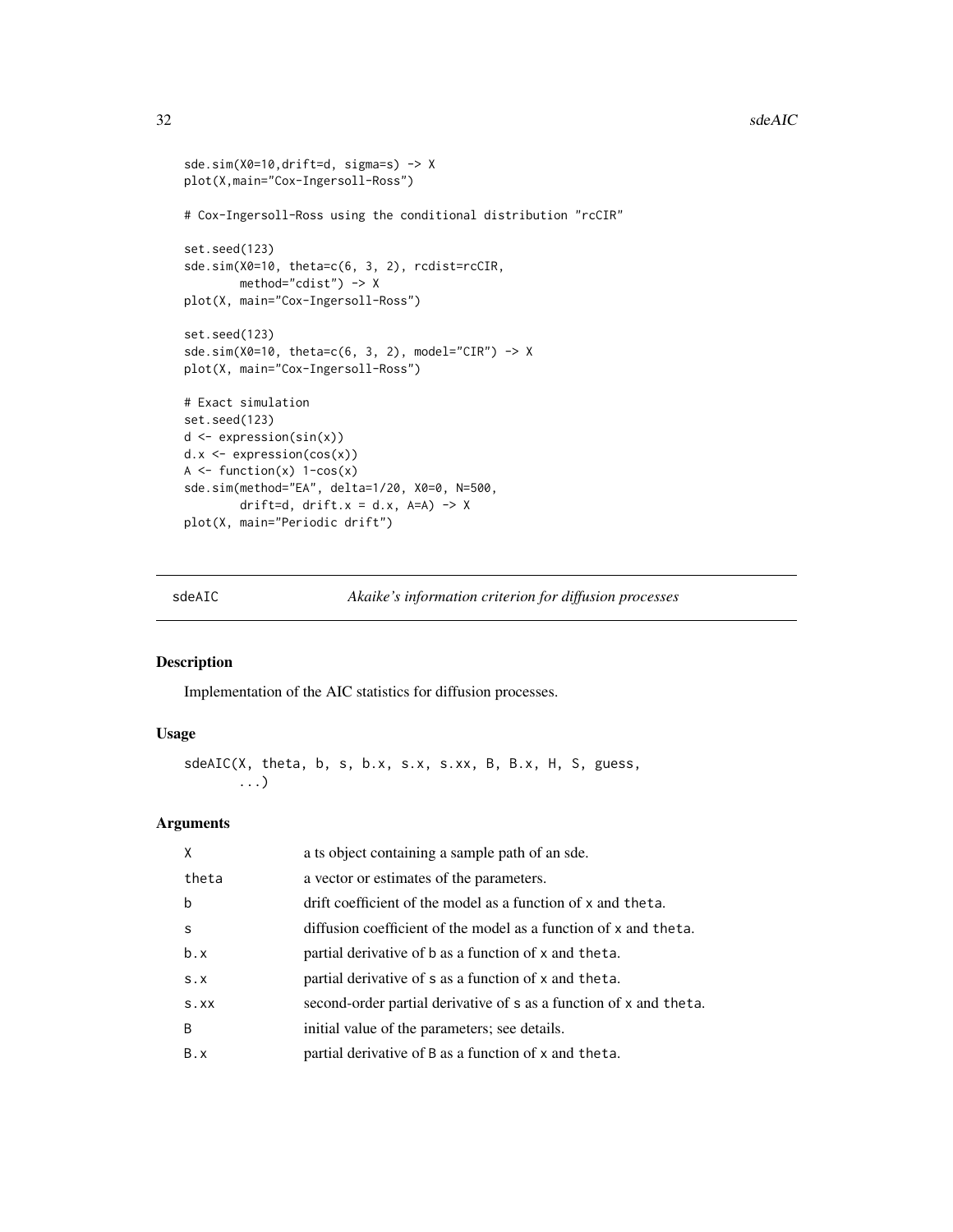```
sde.sim(X0=10,drift=d, sigma=s) -> X
plot(X,main="Cox-Ingersoll-Ross")

# Cox-Ingersoll-Ross using the conditional distribution "rcCIR"

set.seed(123)
sde.sim(X0=10, theta=c(6, 3, 2), rcdist=rcCIR,
        method="cdist") -> X
plot(X, main="Cox-Ingersoll-Ross")

set.seed(123)
sde.sim(X0=10, theta=c(6, 3, 2), model="CIR") -> X
plot(X, main="Cox-Ingersoll-Ross")

# Exact simulation
set.seed(123)
d <- expression(sin(x))
d.x <- expression(cos(x))
A <- function(x) 1-cos(x)
sde.sim(method="EA", delta=1/20, X0=0, N=500,
        drift=d, drift.x = d.x, A=A) -> X
plot(X, main="Periodic drift")
```

## sdeAIC — *Akaike's information criterion for diffusion processes*

### Description

Implementation of the AIC statistics for diffusion processes.

### Usage

```
sdeAIC(X, theta, b, s, b.x, s.x, s.xx, B, B.x, H, S, guess,
       ...)
```

### Arguments

| | |
|---|---|
| X | a ts object containing a sample path of an sde. |
| theta | a vector or estimates of the parameters. |
| b | drift coefficient of the model as a function of x and theta. |
| s | diffusion coefficient of the model as a function of x and theta. |
| b.x | partial derivative of b as a function of x and theta. |
| s.x | partial derivative of s as a function of x and theta. |
| s.xx | second-order partial derivative of s as a function of x and theta. |
| B | initial value of the parameters; see details. |
| B.x | partial derivative of B as a function of x and theta. |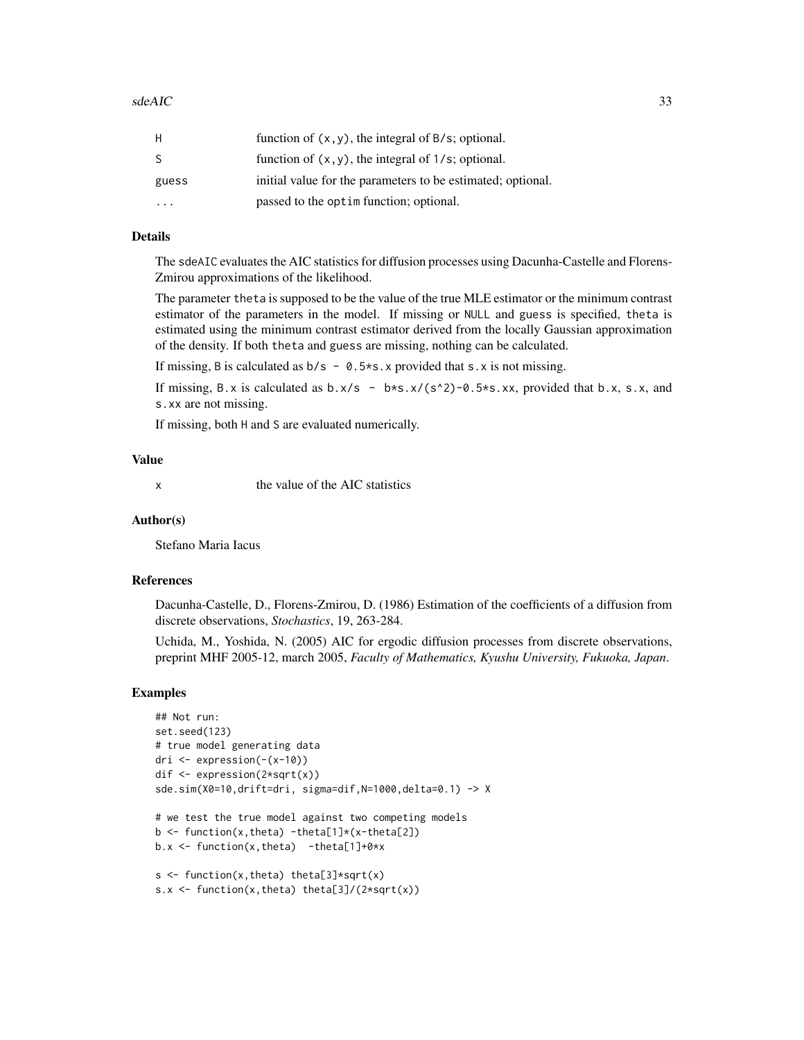| | |
|---|---|
| H | function of (x,y), the integral of B/s; optional. |
| S | function of (x,y), the integral of 1/s; optional. |
| guess | initial value for the parameters to be estimated; optional. |
| ... | passed to the optim function; optional. |

## Details

The sdeAIC evaluates the AIC statistics for diffusion processes using Dacunha-Castelle and Florens-Zmirou approximations of the likelihood.

The parameter theta is supposed to be the value of the true MLE estimator or the minimum contrast estimator of the parameters in the model. If missing or NULL and guess is specified, theta is estimated using the minimum contrast estimator derived from the locally Gaussian approximation of the density. If both theta and guess are missing, nothing can be calculated.

If missing, B is calculated as b/s - 0.5*s.x provided that s.x is not missing.

If missing, B.x is calculated as b.x/s - b*s.x/(s^2)-0.5*s.xx, provided that b.x, s.x, and s.xx are not missing.

If missing, both H and S are evaluated numerically.

## Value

| | |
|---|---|
| x | the value of the AIC statistics |

## Author(s)

Stefano Maria Iacus

## References

Dacunha-Castelle, D., Florens-Zmirou, D. (1986) Estimation of the coefficients of a diffusion from discrete observations, *Stochastics*, 19, 263-284.

Uchida, M., Yoshida, N. (2005) AIC for ergodic diffusion processes from discrete observations, preprint MHF 2005-12, march 2005, *Faculty of Mathematics, Kyushu University, Fukuoka, Japan*.

## Examples

```
## Not run:
set.seed(123)
# true model generating data
dri <- expression(-(x-10))
dif <- expression(2*sqrt(x))
sde.sim(X0=10,drift=dri, sigma=dif,N=1000,delta=0.1) -> X

# we test the true model against two competing models
b <- function(x,theta) -theta[1]*(x-theta[2])
b.x <- function(x,theta)  -theta[1]+0*x

s <- function(x,theta) theta[3]*sqrt(x)
s.x <- function(x,theta) theta[3]/(2*sqrt(x))
```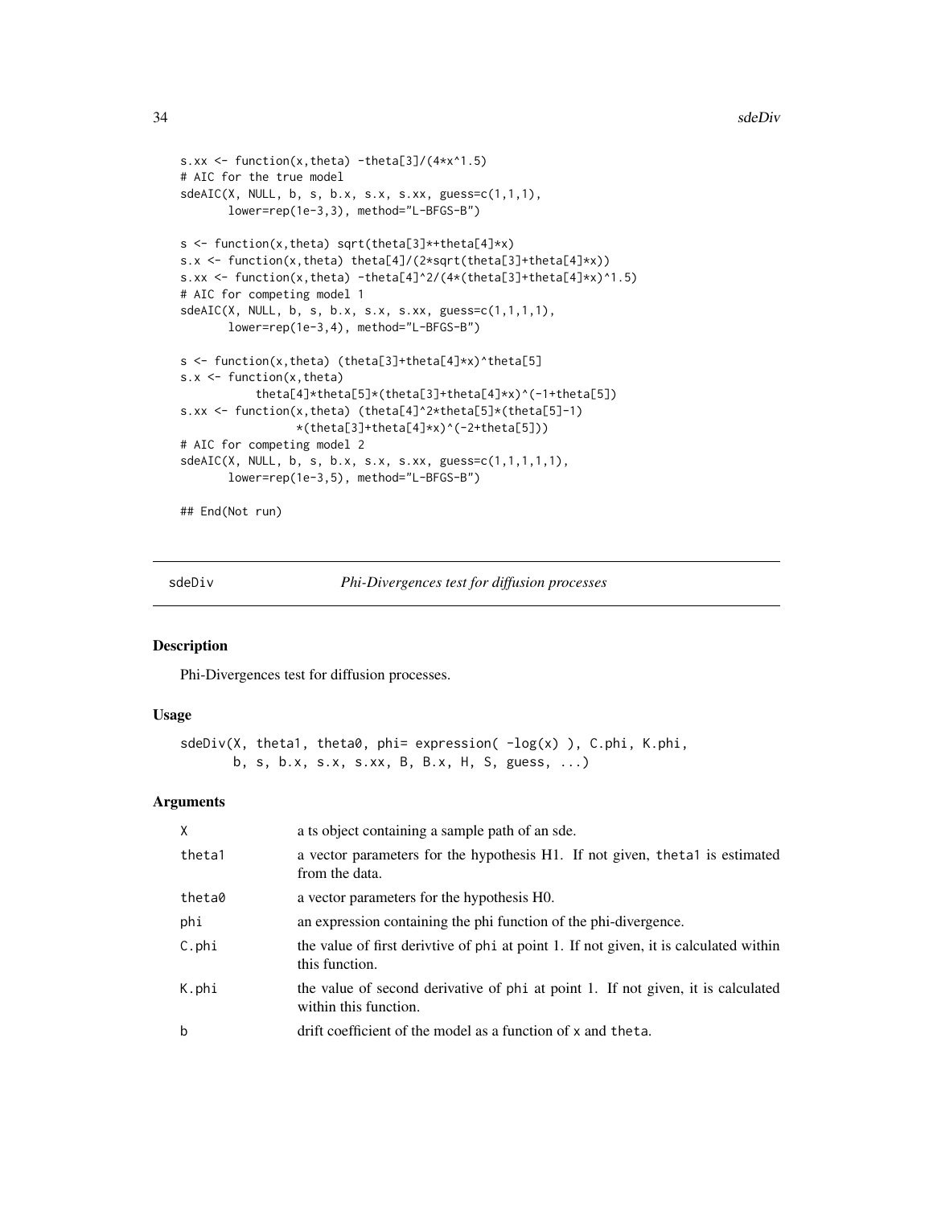```
s.xx <- function(x,theta) -theta[3]/(4*x^1.5)
# AIC for the true model
sdeAIC(X, NULL, b, s, b.x, s.x, s.xx, guess=c(1,1,1),
       lower=rep(1e-3,3), method="L-BFGS-B")

s <- function(x,theta) sqrt(theta[3]*+theta[4]*x)
s.x <- function(x,theta) theta[4]/(2*sqrt(theta[3]+theta[4]*x))
s.xx <- function(x,theta) -theta[4]^2/(4*(theta[3]+theta[4]*x)^1.5)
# AIC for competing model 1
sdeAIC(X, NULL, b, s, b.x, s.x, s.xx, guess=c(1,1,1,1),
       lower=rep(1e-3,4), method="L-BFGS-B")

s <- function(x,theta) (theta[3]+theta[4]*x)^theta[5]
s.x <- function(x,theta)
          theta[4]*theta[5]*(theta[3]+theta[4]*x)^(-1+theta[5])
s.xx <- function(x,theta) (theta[4]^2*theta[5]*(theta[5]-1)
                *(theta[3]+theta[4]*x)^(-2+theta[5]))
# AIC for competing model 2
sdeAIC(X, NULL, b, s, b.x, s.x, s.xx, guess=c(1,1,1,1,1),
       lower=rep(1e-3,5), method="L-BFGS-B")

## End(Not run)
```

## sdeDiv — *Phi-Divergences test for diffusion processes*

### Description

Phi-Divergences test for diffusion processes.

### Usage

```
sdeDiv(X, theta1, theta0, phi= expression( -log(x) ), C.phi, K.phi,
       b, s, b.x, s.x, s.xx, B, B.x, H, S, guess, ...)
```

### Arguments

| | |
|---|---|
| X | a ts object containing a sample path of an sde. |
| theta1 | a vector parameters for the hypothesis H1. If not given, theta1 is estimated from the data. |
| theta0 | a vector parameters for the hypothesis H0. |
| phi | an expression containing the phi function of the phi-divergence. |
| C.phi | the value of first derivtive of phi at point 1. If not given, it is calculated within this function. |
| K.phi | the value of second derivative of phi at point 1. If not given, it is calculated within this function. |
| b | drift coefficient of the model as a function of x and theta. |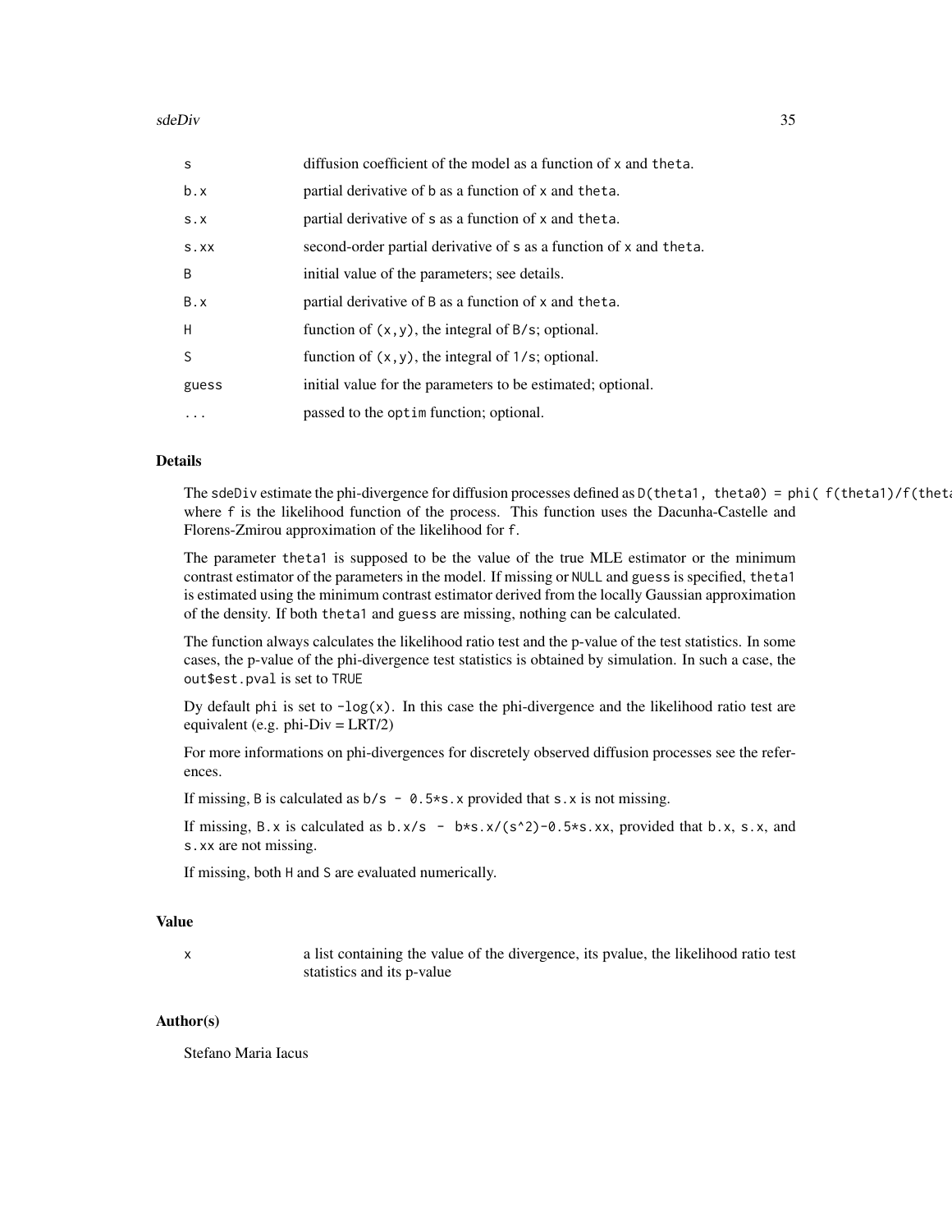| | |
|---|---|
| `s` | diffusion coefficient of the model as a function of `x` and `theta`. |
| `b.x` | partial derivative of `b` as a function of `x` and `theta`. |
| `s.x` | partial derivative of `s` as a function of `x` and `theta`. |
| `s.xx` | second-order partial derivative of `s` as a function of `x` and `theta`. |
| `B` | initial value of the parameters; see details. |
| `B.x` | partial derivative of `B` as a function of `x` and `theta`. |
| `H` | function of `(x,y)`, the integral of `B/s`; optional. |
| `S` | function of `(x,y)`, the integral of `1/s`; optional. |
| `guess` | initial value for the parameters to be estimated; optional. |
| `...` | passed to the `optim` function; optional. |

## Details

The `sdeDiv` estimate the phi-divergence for diffusion processes defined as `D(theta1, theta0) = phi( f(theta1)/f(theta` where `f` is the likelihood function of the process. This function uses the Dacunha-Castelle and Florens-Zmirou approximation of the likelihood for `f`.

The parameter `theta1` is supposed to be the value of the true MLE estimator or the minimum contrast estimator of the parameters in the model. If missing or `NULL` and `guess` is specified, `theta1` is estimated using the minimum contrast estimator derived from the locally Gaussian approximation of the density. If both `theta1` and `guess` are missing, nothing can be calculated.

The function always calculates the likelihood ratio test and the p-value of the test statistics. In some cases, the p-value of the phi-divergence test statistics is obtained by simulation. In such a case, the `out$est.pval` is set to `TRUE`

Dy default `phi` is set to `-log(x)`. In this case the phi-divergence and the likelihood ratio test are equivalent (e.g. phi-Div = LRT/2)

For more informations on phi-divergences for discretely observed diffusion processes see the references.

If missing, `B` is calculated as `b/s - 0.5*s.x` provided that `s.x` is not missing.

If missing, `B.x` is calculated as `b.x/s - b*s.x/(s^2)-0.5*s.xx`, provided that `b.x`, `s.x`, and `s.xx` are not missing.

If missing, both `H` and `S` are evaluated numerically.

## Value

| | |
|---|---|
| `x` | a list containing the value of the divergence, its pvalue, the likelihood ratio test statistics and its p-value |

## Author(s)

Stefano Maria Iacus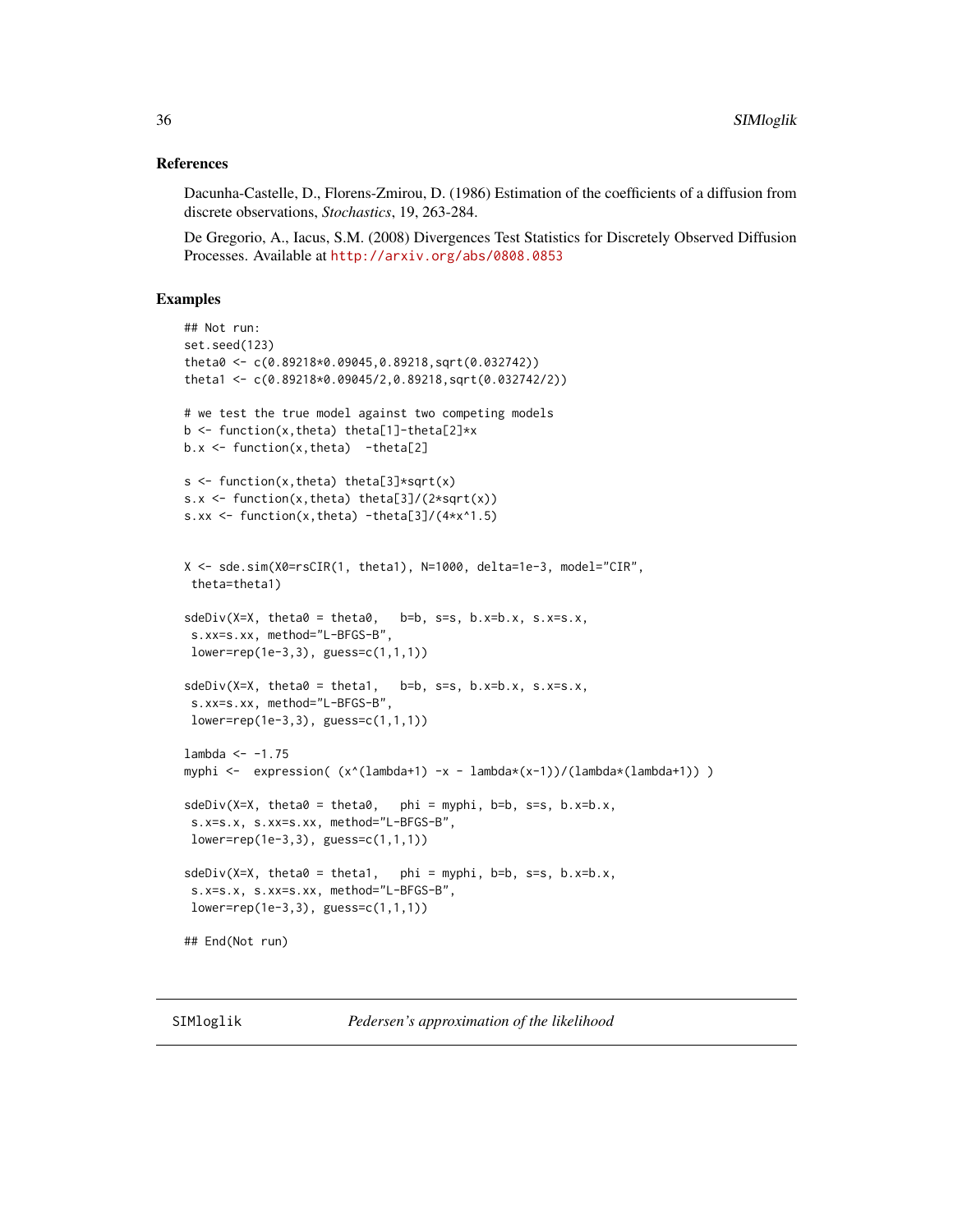## References

Dacunha-Castelle, D., Florens-Zmirou, D. (1986) Estimation of the coefficients of a diffusion from discrete observations, *Stochastics*, 19, 263-284.

De Gregorio, A., Iacus, S.M. (2008) Divergences Test Statistics for Discretely Observed Diffusion Processes. Available at http://arxiv.org/abs/0808.0853

## Examples

```
## Not run:
set.seed(123)
theta0 <- c(0.89218*0.09045,0.89218,sqrt(0.032742))
theta1 <- c(0.89218*0.09045/2,0.89218,sqrt(0.032742/2))

# we test the true model against two competing models
b <- function(x,theta) theta[1]-theta[2]*x
b.x <- function(x,theta)  -theta[2]

s <- function(x,theta) theta[3]*sqrt(x)
s.x <- function(x,theta) theta[3]/(2*sqrt(x))
s.xx <- function(x,theta) -theta[3]/(4*x^1.5)


X <- sde.sim(X0=rsCIR(1, theta1), N=1000, delta=1e-3, model="CIR",
 theta=theta1)

sdeDiv(X=X, theta0 = theta0,   b=b, s=s, b.x=b.x, s.x=s.x,
 s.xx=s.xx, method="L-BFGS-B",
 lower=rep(1e-3,3), guess=c(1,1,1))

sdeDiv(X=X, theta0 = theta1,   b=b, s=s, b.x=b.x, s.x=s.x,
 s.xx=s.xx, method="L-BFGS-B",
 lower=rep(1e-3,3), guess=c(1,1,1))

lambda <- -1.75
myphi <-  expression( (x^(lambda+1) -x - lambda*(x-1))/(lambda*(lambda+1)) )

sdeDiv(X=X, theta0 = theta0,   phi = myphi, b=b, s=s, b.x=b.x,
 s.x=s.x, s.xx=s.xx, method="L-BFGS-B",
 lower=rep(1e-3,3), guess=c(1,1,1))

sdeDiv(X=X, theta0 = theta1,   phi = myphi, b=b, s=s, b.x=b.x,
 s.x=s.x, s.xx=s.xx, method="L-BFGS-B",
 lower=rep(1e-3,3), guess=c(1,1,1))

## End(Not run)
```

---

# SIMloglik *Pedersen's approximation of the likelihood*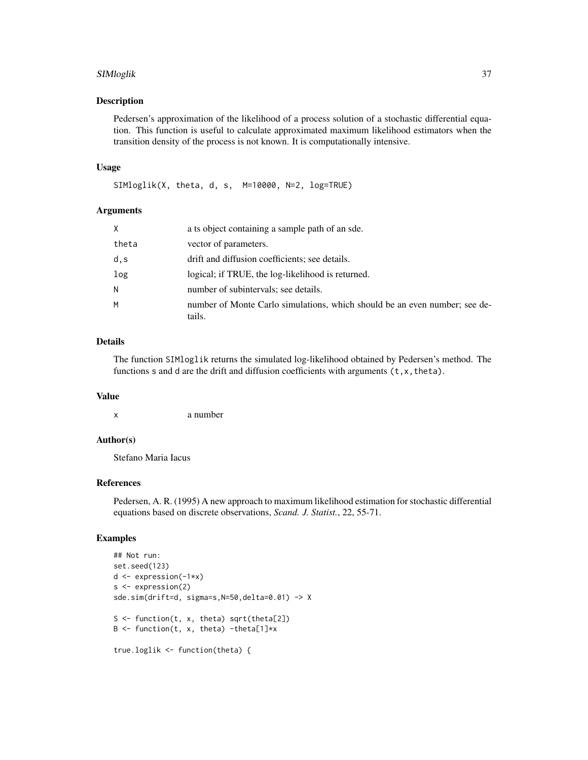### Description

Pedersen's approximation of the likelihood of a process solution of a stochastic differential equation. This function is useful to calculate approximated maximum likelihood estimators when the transition density of the process is not known. It is computationally intensive.

### Usage

```
SIMloglik(X, theta, d, s,  M=10000, N=2, log=TRUE)
```

### Arguments

| | |
|---|---|
| X | a ts object containing a sample path of an sde. |
| theta | vector of parameters. |
| d,s | drift and diffusion coefficients; see details. |
| log | logical; if TRUE, the log-likelihood is returned. |
| N | number of subintervals; see details. |
| M | number of Monte Carlo simulations, which should be an even number; see details. |

### Details

The function `SIMloglik` returns the simulated log-likelihood obtained by Pedersen's method. The functions `s` and `d` are the drift and diffusion coefficients with arguments `(t,x,theta)`.

### Value

| | |
|---|---|
| x | a number |

### Author(s)

Stefano Maria Iacus

### References

Pedersen, A. R. (1995) A new approach to maximum likelihood estimation for stochastic differential equations based on discrete observations, *Scand. J. Statist.*, 22, 55-71.

### Examples

```
## Not run:
set.seed(123)
d <- expression(-1*x)
s <- expression(2)
sde.sim(drift=d, sigma=s,N=50,delta=0.01) -> X

S <- function(t, x, theta) sqrt(theta[2])
B <- function(t, x, theta) -theta[1]*x

true.loglik <- function(theta) {
```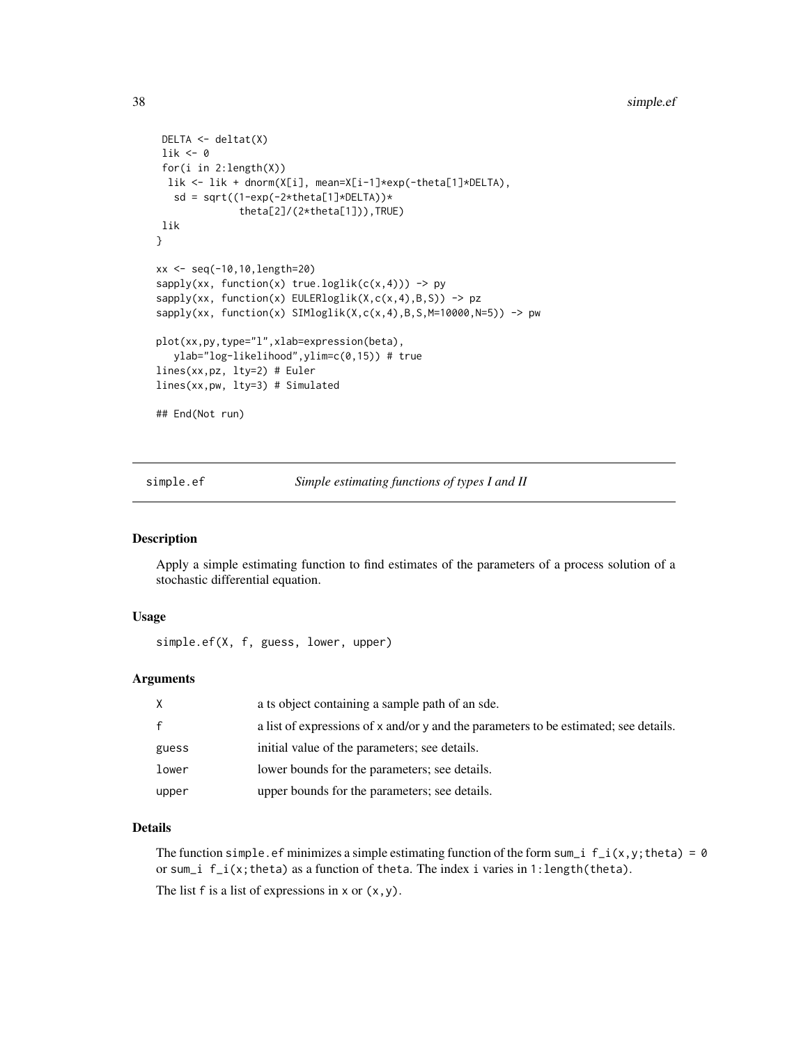```
 DELTA <- deltat(X)
 lik <- 0
 for(i in 2:length(X))
  lik <- lik + dnorm(X[i], mean=X[i-1]*exp(-theta[1]*DELTA),
   sd = sqrt((1-exp(-2*theta[1]*DELTA))*
             theta[2]/(2*theta[1])),TRUE)
 lik
}

xx <- seq(-10,10,length=20)
sapply(xx, function(x) true.loglik(c(x,4))) -> py
sapply(xx, function(x) EULERloglik(X,c(x,4),B,S)) -> pz
sapply(xx, function(x) SIMloglik(X,c(x,4),B,S,M=10000,N=5)) -> pw

plot(xx,py,type="l",xlab=expression(beta),
   ylab="log-likelihood",ylim=c(0,15)) # true
lines(xx,pz, lty=2) # Euler
lines(xx,pw, lty=3) # Simulated

## End(Not run)
```

---

## simple.ef — *Simple estimating functions of types I and II*

### Description

Apply a simple estimating function to find estimates of the parameters of a process solution of a stochastic differential equation.

### Usage

```
simple.ef(X, f, guess, lower, upper)
```

### Arguments

| | |
|---|---|
| X | a ts object containing a sample path of an sde. |
| f | a list of expressions of x and/or y and the parameters to be estimated; see details. |
| guess | initial value of the parameters; see details. |
| lower | lower bounds for the parameters; see details. |
| upper | upper bounds for the parameters; see details. |

### Details

The function `simple.ef` minimizes a simple estimating function of the form `sum_i f_i(x,y;theta) = 0` or `sum_i f_i(x;theta)` as a function of `theta`. The index `i` varies in `1:length(theta)`.

The list `f` is a list of expressions in `x` or `(x,y)`.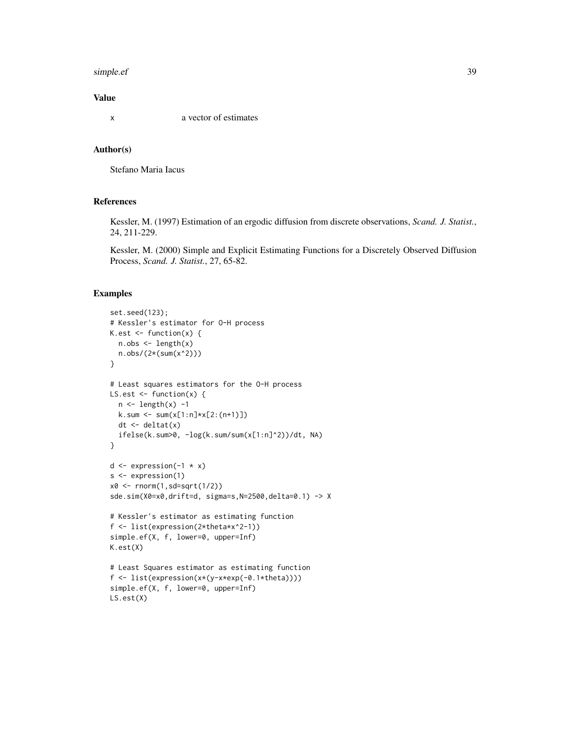## Value

x a vector of estimates

## Author(s)

Stefano Maria Iacus

## References

Kessler, M. (1997) Estimation of an ergodic diffusion from discrete observations, *Scand. J. Statist.*, 24, 211-229.

Kessler, M. (2000) Simple and Explicit Estimating Functions for a Discretely Observed Diffusion Process, *Scand. J. Statist.*, 27, 65-82.

## Examples

```
set.seed(123);
# Kessler's estimator for O-H process
K.est <- function(x) {
  n.obs <- length(x)
  n.obs/(2*(sum(x^2)))
}

# Least squares estimators for the O-H process
LS.est <- function(x) {
  n <- length(x) -1
  k.sum <- sum(x[1:n]*x[2:(n+1)])
  dt <- deltat(x)
  ifelse(k.sum>0, -log(k.sum/sum(x[1:n]^2))/dt, NA)
}

d <- expression(-1 * x)
s <- expression(1)
x0 <- rnorm(1,sd=sqrt(1/2))
sde.sim(X0=x0,drift=d, sigma=s,N=2500,delta=0.1) -> X

# Kessler's estimator as estimating function
f <- list(expression(2*theta*x^2-1))
simple.ef(X, f, lower=0, upper=Inf)
K.est(X)

# Least Squares estimator as estimating function
f <- list(expression(x*(y-x*exp(-0.1*theta))))
simple.ef(X, f, lower=0, upper=Inf)
LS.est(X)
```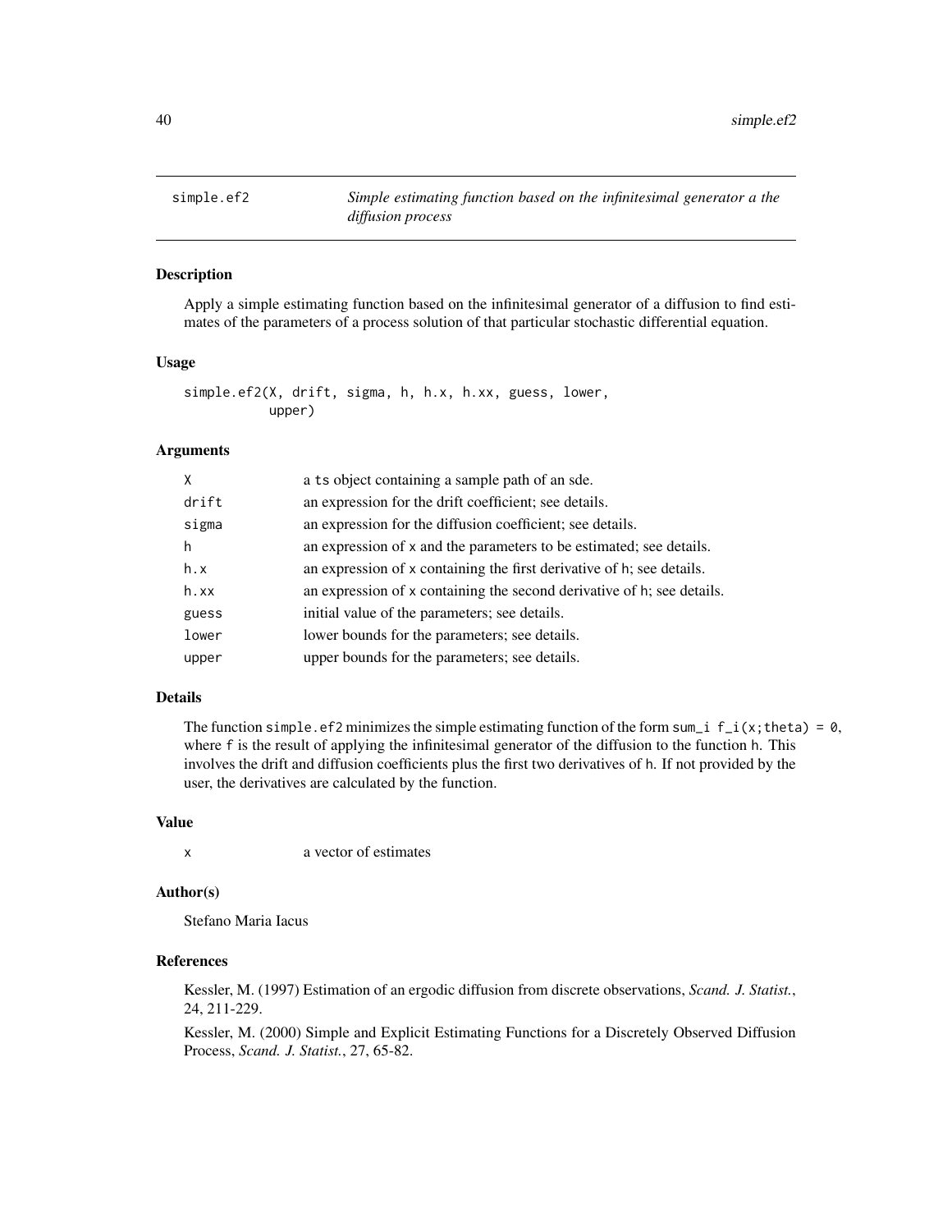simple.ef2 — *Simple estimating function based on the infinitesimal generator a the diffusion process*

## Description

Apply a simple estimating function based on the infinitesimal generator of a diffusion to find estimates of the parameters of a process solution of that particular stochastic differential equation.

## Usage

```
simple.ef2(X, drift, sigma, h, h.x, h.xx, guess, lower,
           upper)
```

## Arguments

| | |
|---|---|
| X | a ts object containing a sample path of an sde. |
| drift | an expression for the drift coefficient; see details. |
| sigma | an expression for the diffusion coefficient; see details. |
| h | an expression of x and the parameters to be estimated; see details. |
| h.x | an expression of x containing the first derivative of h; see details. |
| h.xx | an expression of x containing the second derivative of h; see details. |
| guess | initial value of the parameters; see details. |
| lower | lower bounds for the parameters; see details. |
| upper | upper bounds for the parameters; see details. |

## Details

The function `simple.ef2` minimizes the simple estimating function of the form `sum_i f_i(x;theta) = 0`, where `f` is the result of applying the infinitesimal generator of the diffusion to the function `h`. This involves the drift and diffusion coefficients plus the first two derivatives of `h`. If not provided by the user, the derivatives are calculated by the function.

## Value

| | |
|---|---|
| x | a vector of estimates |

## Author(s)

Stefano Maria Iacus

## References

Kessler, M. (1997) Estimation of an ergodic diffusion from discrete observations, *Scand. J. Statist.*, 24, 211-229.

Kessler, M. (2000) Simple and Explicit Estimating Functions for a Discretely Observed Diffusion Process, *Scand. J. Statist.*, 27, 65-82.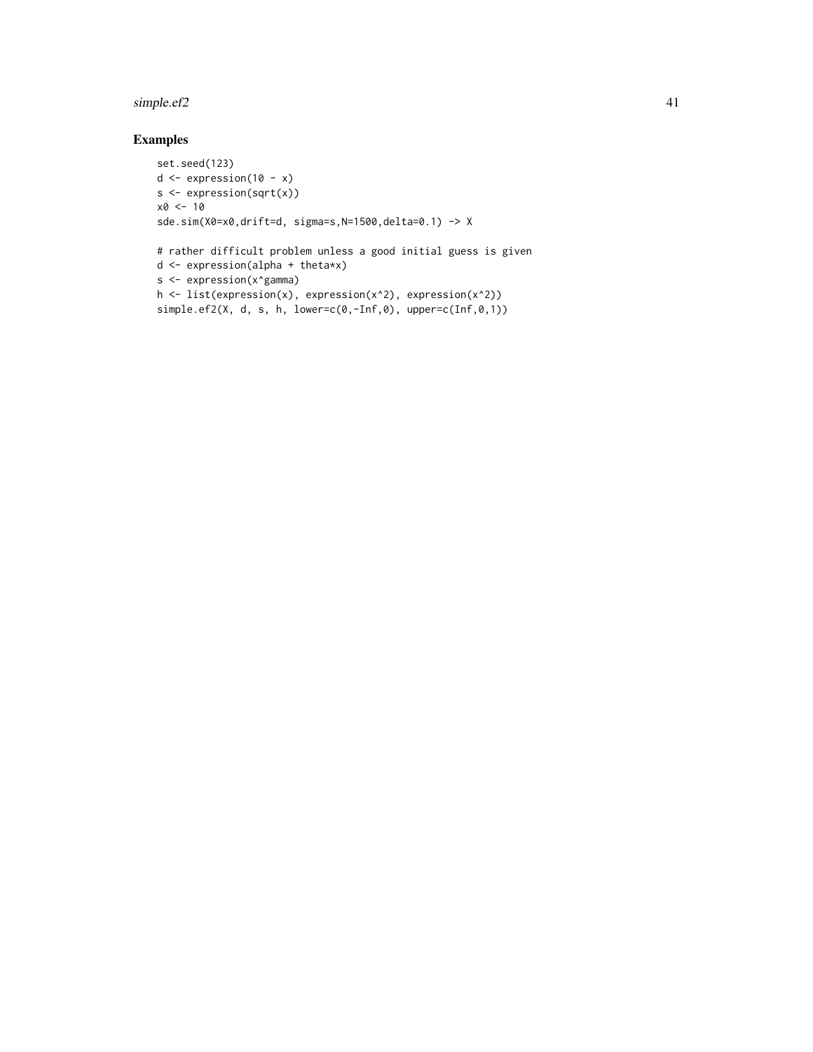## Examples

```
set.seed(123)
d <- expression(10 - x)
s <- expression(sqrt(x))
x0 <- 10
sde.sim(X0=x0,drift=d, sigma=s,N=1500,delta=0.1) -> X

# rather difficult problem unless a good initial guess is given
d <- expression(alpha + theta*x)
s <- expression(x^gamma)
h <- list(expression(x), expression(x^2), expression(x^2))
simple.ef2(X, d, s, h, lower=c(0,-Inf,0), upper=c(Inf,0,1))
```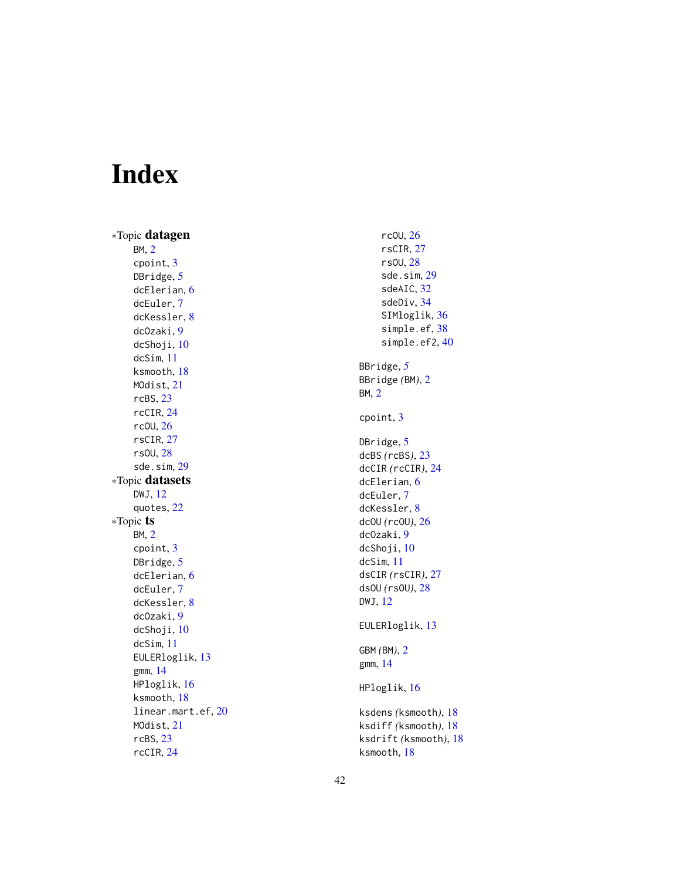# Index

*Topic **datagen**

BM, 2
cpoint, 3
DBridge, 5
dcElerian, 6
dcEuler, 7
dcKessler, 8
dcOzaki, 9
dcShoji, 10
dcSim, 11
ksmooth, 18
MOdist, 21
rcBS, 23
rcCIR, 24
rcOU, 26
rsCIR, 27
rsOU, 28
sde.sim, 29

*Topic **datasets**

DWJ, 12
quotes, 22

*Topic **ts**

BM, 2
cpoint, 3
DBridge, 5
dcElerian, 6
dcEuler, 7
dcKessler, 8
dcOzaki, 9
dcShoji, 10
dcSim, 11
EULERloglik, 13
gmm, 14
HPloglik, 16
ksmooth, 18
linear.mart.ef, 20
MOdist, 21
rcBS, 23
rcCIR, 24
rcOU, 26
rsCIR, 27
rsOU, 28
sde.sim, 29
sdeAIC, 32
sdeDiv, 34
SIMloglik, 36
simple.ef, 38
simple.ef2, 40

BBridge, 5
BBridge *(BM)*, 2
BM, 2

cpoint, 3

DBridge, 5
dcBS *(rcBS)*, 23
dcCIR *(rcCIR)*, 24
dcElerian, 6
dcEuler, 7
dcKessler, 8
dcOU *(rcOU)*, 26
dcOzaki, 9
dcShoji, 10
dcSim, 11
dsCIR *(rsCIR)*, 27
dsOU *(rsOU)*, 28
DWJ, 12

EULERloglik, 13

GBM *(BM)*, 2
gmm, 14

HPloglik, 16

ksdens *(ksmooth)*, 18
ksdiff *(ksmooth)*, 18
ksdrift *(ksmooth)*, 18
ksmooth, 18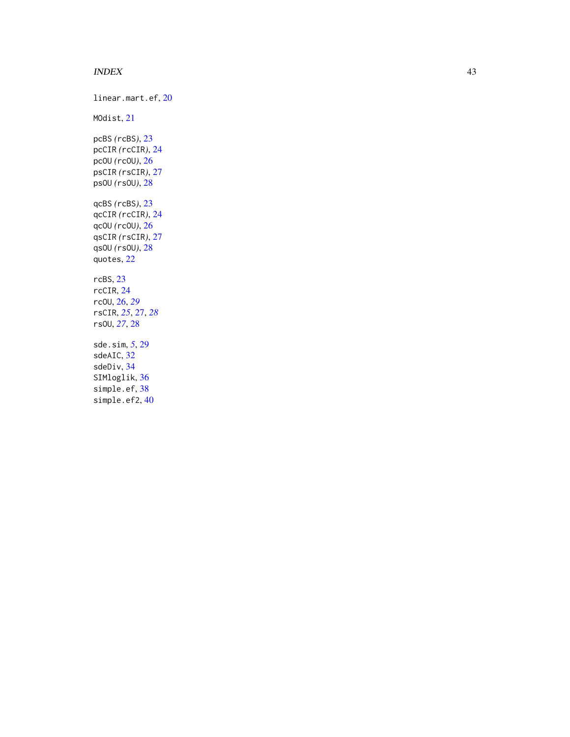linear.mart.ef, 20

MOdist, 21

pcBS *(rcBS)*, 23
pcCIR *(rcCIR)*, 24
pcOU *(rcOU)*, 26
psCIR *(rsCIR)*, 27
psOU *(rsOU)*, 28

qcBS *(rcBS)*, 23
qcCIR *(rcCIR)*, 24
qcOU *(rcOU)*, 26
qsCIR *(rsCIR)*, 27
qsOU *(rsOU)*, 28
quotes, 22

rcBS, 23
rcCIR, 24
rcOU, 26, *29*
rsCIR, *25*, 27, *28*
rsOU, *27*, 28

sde.sim, *5*, 29
sdeAIC, 32
sdeDiv, 34
SIMloglik, 36
simple.ef, 38
simple.ef2, 40